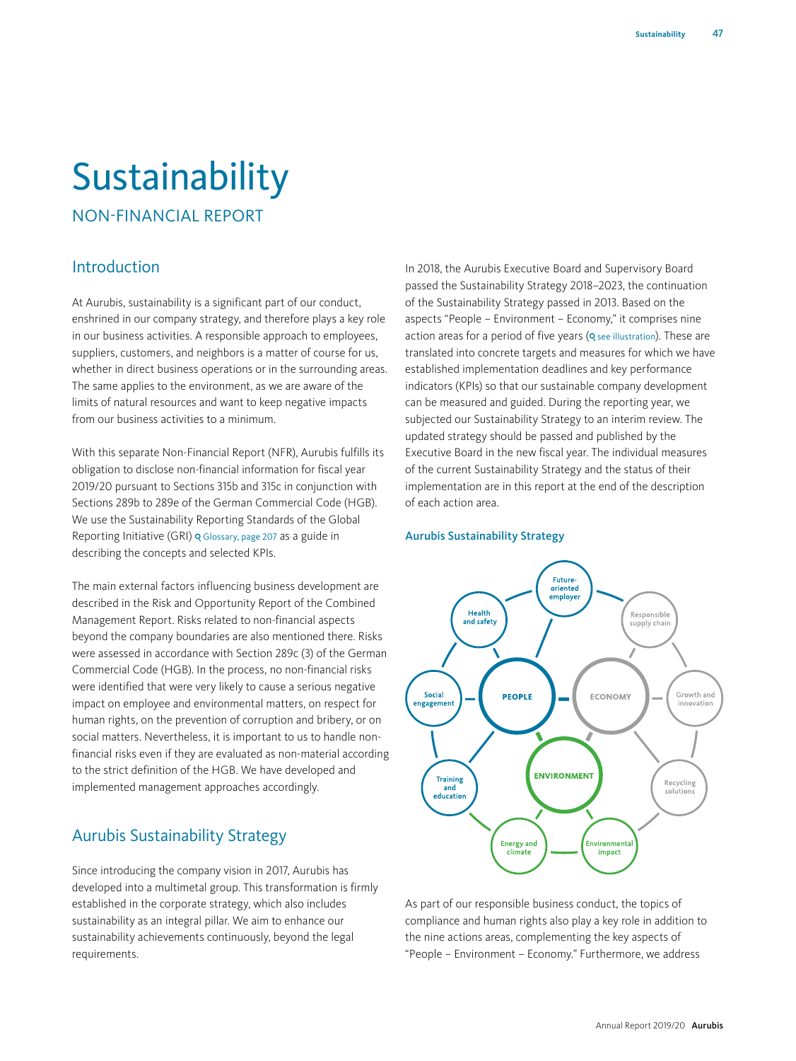# Sustainability

## NON-FINANCIAL REPORT

## Introduction

At Aurubis, sustainability is a significant part of our conduct, enshrined in our company strategy, and therefore plays a key role in our business activities. A responsible approach to employees, suppliers, customers, and neighbors is a matter of course for us, whether in direct business operations or in the surrounding areas. The same applies to the environment, as we are aware of the limits of natural resources and want to keep negative impacts from our business activities to a minimum.

With this separate Non-Financial Report (NFR), Aurubis fulfills its obligation to disclose non-financial information for fiscal year 2019/20 pursuant to Sections 315b and 315c in conjunction with Sections 289b to 289e of the German Commercial Code (HGB). We use the Sustainability Reporting Standards of the Global Reporting Initiative (GRI) Glossary, page 207 as a guide in describing the concepts and selected KPIs.

The main external factors influencing business development are described in the Risk and Opportunity Report of the Combined Management Report. Risks related to non-financial aspects beyond the company boundaries are also mentioned there. Risks were assessed in accordance with Section 289c (3) of the German Commercial Code (HGB). In the process, no non-financial risks were identified that were very likely to cause a serious negative impact on employee and environmental matters, on respect for human rights, on the prevention of corruption and bribery, or on social matters. Nevertheless, it is important to us to handle non-financial risks even if they are evaluated as non-material according to the strict definition of the HGB. We have developed and implemented management approaches accordingly.

## Aurubis Sustainability Strategy

Since introducing the company vision in 2017, Aurubis has developed into a multimetal group. This transformation is firmly established in the corporate strategy, which also includes sustainability as an integral pillar. We aim to enhance our sustainability achievements continuously, beyond the legal requirements.

In 2018, the Aurubis Executive Board and Supervisory Board passed the Sustainability Strategy 2018–2023, the continuation of the Sustainability Strategy passed in 2013. Based on the aspects "People – Environment – Economy," it comprises nine action areas for a period of five years (see illustration). These are translated into concrete targets and measures for which we have established implementation deadlines and key performance indicators (KPIs) so that our sustainable company development can be measured and guided. During the reporting year, we subjected our Sustainability Strategy to an interim review. The updated strategy should be passed and published by the Executive Board in the new fiscal year. The individual measures of the current Sustainability Strategy and the status of their implementation are in this report at the end of the description of each action area.

**Aurubis Sustainability Strategy**

- PEOPLE: Future-oriented employer; Health and safety; Social engagement; Training and education
- ECONOMY: Responsible supply chain; Growth and innovation; Recycling solutions
- ENVIRONMENT: Energy and climate; Environmental impact

As part of our responsible business conduct, the topics of compliance and human rights also play a key role in addition to the nine actions areas, complementing the key aspects of "People – Environment – Economy." Furthermore, we address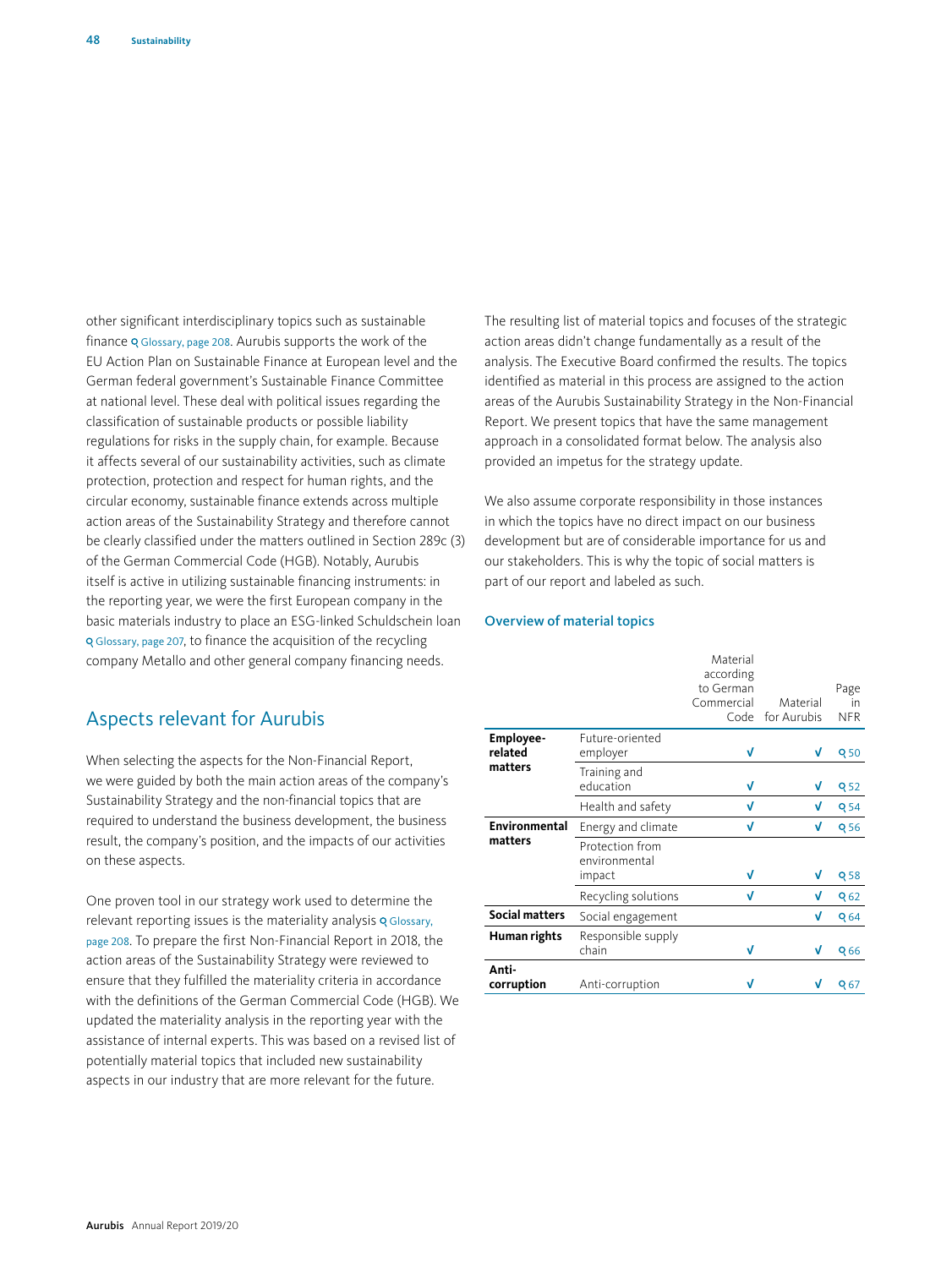other significant interdisciplinary topics such as sustainable finance Glossary, page 208. Aurubis supports the work of the EU Action Plan on Sustainable Finance at European level and the German federal government's Sustainable Finance Committee at national level. These deal with political issues regarding the classification of sustainable products or possible liability regulations for risks in the supply chain, for example. Because it affects several of our sustainability activities, such as climate protection, protection and respect for human rights, and the circular economy, sustainable finance extends across multiple action areas of the Sustainability Strategy and therefore cannot be clearly classified under the matters outlined in Section 289c (3) of the German Commercial Code (HGB). Notably, Aurubis itself is active in utilizing sustainable financing instruments: in the reporting year, we were the first European company in the basic materials industry to place an ESG-linked Schuldschein loan Glossary, page 207, to finance the acquisition of the recycling company Metallo and other general company financing needs.

## Aspects relevant for Aurubis

When selecting the aspects for the Non-Financial Report, we were guided by both the main action areas of the company's Sustainability Strategy and the non-financial topics that are required to understand the business development, the business result, the company's position, and the impacts of our activities on these aspects.

One proven tool in our strategy work used to determine the relevant reporting issues is the materiality analysis Glossary, page 208. To prepare the first Non-Financial Report in 2018, the action areas of the Sustainability Strategy were reviewed to ensure that they fulfilled the materiality criteria in accordance with the definitions of the German Commercial Code (HGB). We updated the materiality analysis in the reporting year with the assistance of internal experts. This was based on a revised list of potentially material topics that included new sustainability aspects in our industry that are more relevant for the future.

The resulting list of material topics and focuses of the strategic action areas didn't change fundamentally as a result of the analysis. The Executive Board confirmed the results. The topics identified as material in this process are assigned to the action areas of the Aurubis Sustainability Strategy in the Non-Financial Report. We present topics that have the same management approach in a consolidated format below. The analysis also provided an impetus for the strategy update.

We also assume corporate responsibility in those instances in which the topics have no direct impact on our business development but are of considerable importance for us and our stakeholders. This is why the topic of social matters is part of our report and labeled as such.

### Overview of material topics

| | | Material according to German Commercial Code | Material for Aurubis | Page in NFR |
|---|---|---|---|---|
| **Employee-related matters** | Future-oriented employer | √ | √ | 50 |
| | Training and education | √ | √ | 52 |
| | Health and safety | √ | √ | 54 |
| **Environmental matters** | Energy and climate | √ | √ | 56 |
| | Protection from environmental impact | √ | √ | 58 |
| | Recycling solutions | √ | √ | 62 |
| **Social matters** | Social engagement | | √ | 64 |
| **Human rights** | Responsible supply chain | √ | √ | 66 |
| **Anti-corruption** | Anti-corruption | √ | √ | 67 |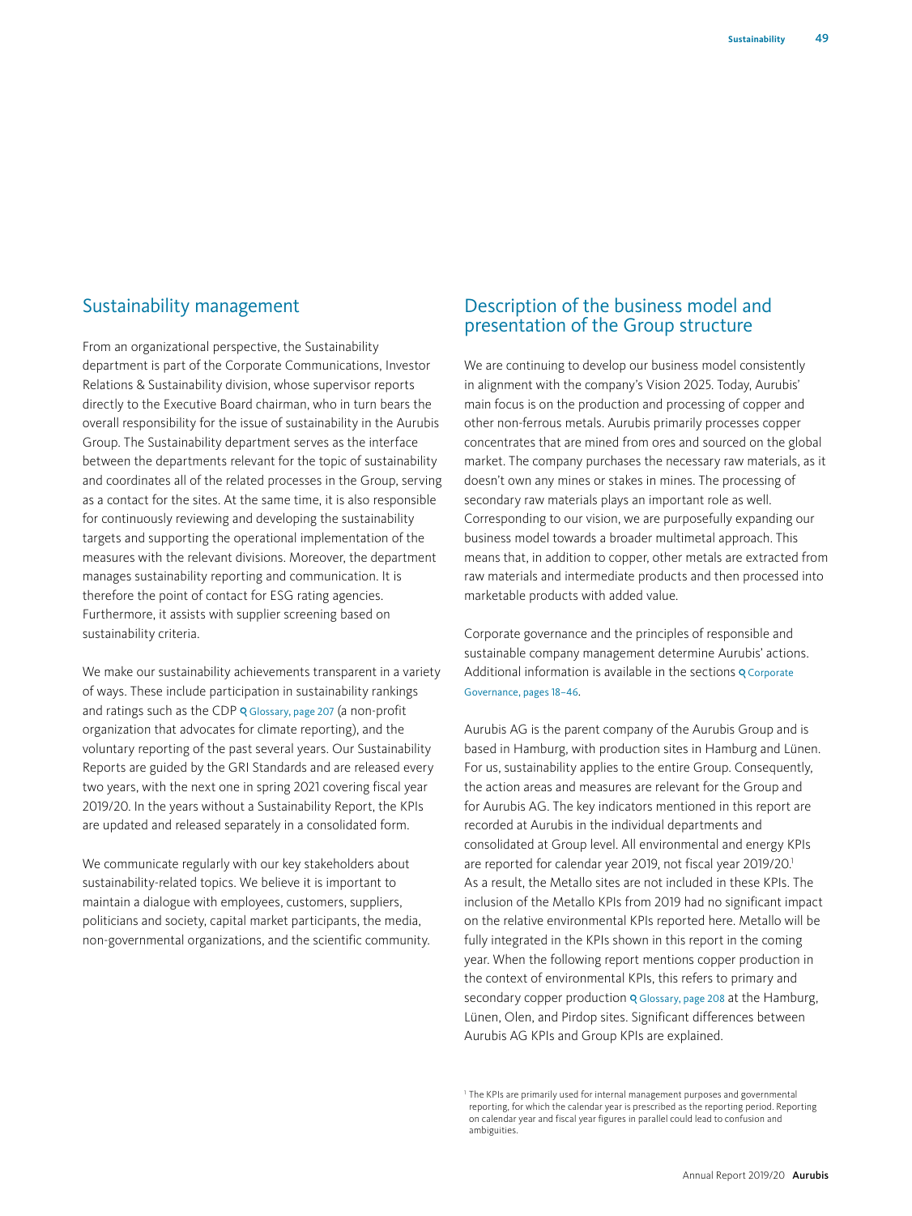## Sustainability management

From an organizational perspective, the Sustainability department is part of the Corporate Communications, Investor Relations & Sustainability division, whose supervisor reports directly to the Executive Board chairman, who in turn bears the overall responsibility for the issue of sustainability in the Aurubis Group. The Sustainability department serves as the interface between the departments relevant for the topic of sustainability and coordinates all of the related processes in the Group, serving as a contact for the sites. At the same time, it is also responsible for continuously reviewing and developing the sustainability targets and supporting the operational implementation of the measures with the relevant divisions. Moreover, the department manages sustainability reporting and communication. It is therefore the point of contact for ESG rating agencies. Furthermore, it assists with supplier screening based on sustainability criteria.

We make our sustainability achievements transparent in a variety of ways. These include participation in sustainability rankings and ratings such as the CDP Glossary, page 207 (a non-profit organization that advocates for climate reporting), and the voluntary reporting of the past several years. Our Sustainability Reports are guided by the GRI Standards and are released every two years, with the next one in spring 2021 covering fiscal year 2019/20. In the years without a Sustainability Report, the KPIs are updated and released separately in a consolidated form.

We communicate regularly with our key stakeholders about sustainability-related topics. We believe it is important to maintain a dialogue with employees, customers, suppliers, politicians and society, capital market participants, the media, non-governmental organizations, and the scientific community.

## Description of the business model and presentation of the Group structure

We are continuing to develop our business model consistently in alignment with the company's Vision 2025. Today, Aurubis' main focus is on the production and processing of copper and other non-ferrous metals. Aurubis primarily processes copper concentrates that are mined from ores and sourced on the global market. The company purchases the necessary raw materials, as it doesn't own any mines or stakes in mines. The processing of secondary raw materials plays an important role as well. Corresponding to our vision, we are purposefully expanding our business model towards a broader multimetal approach. This means that, in addition to copper, other metals are extracted from raw materials and intermediate products and then processed into marketable products with added value.

Corporate governance and the principles of responsible and sustainable company management determine Aurubis' actions. Additional information is available in the sections Corporate Governance, pages 18–46.

Aurubis AG is the parent company of the Aurubis Group and is based in Hamburg, with production sites in Hamburg and Lünen. For us, sustainability applies to the entire Group. Consequently, the action areas and measures are relevant for the Group and for Aurubis AG. The key indicators mentioned in this report are recorded at Aurubis in the individual departments and consolidated at Group level. All environmental and energy KPIs are reported for calendar year 2019, not fiscal year 2019/20.[1] As a result, the Metallo sites are not included in these KPIs. The inclusion of the Metallo KPIs from 2019 had no significant impact on the relative environmental KPIs reported here. Metallo will be fully integrated in the KPIs shown in this report in the coming year. When the following report mentions copper production in the context of environmental KPIs, this refers to primary and secondary copper production Glossary, page 208 at the Hamburg, Lünen, Olen, and Pirdop sites. Significant differences between Aurubis AG KPIs and Group KPIs are explained.

[1] The KPIs are primarily used for internal management purposes and governmental reporting, for which the calendar year is prescribed as the reporting period. Reporting on calendar year and fiscal year figures in parallel could lead to confusion and ambiguities.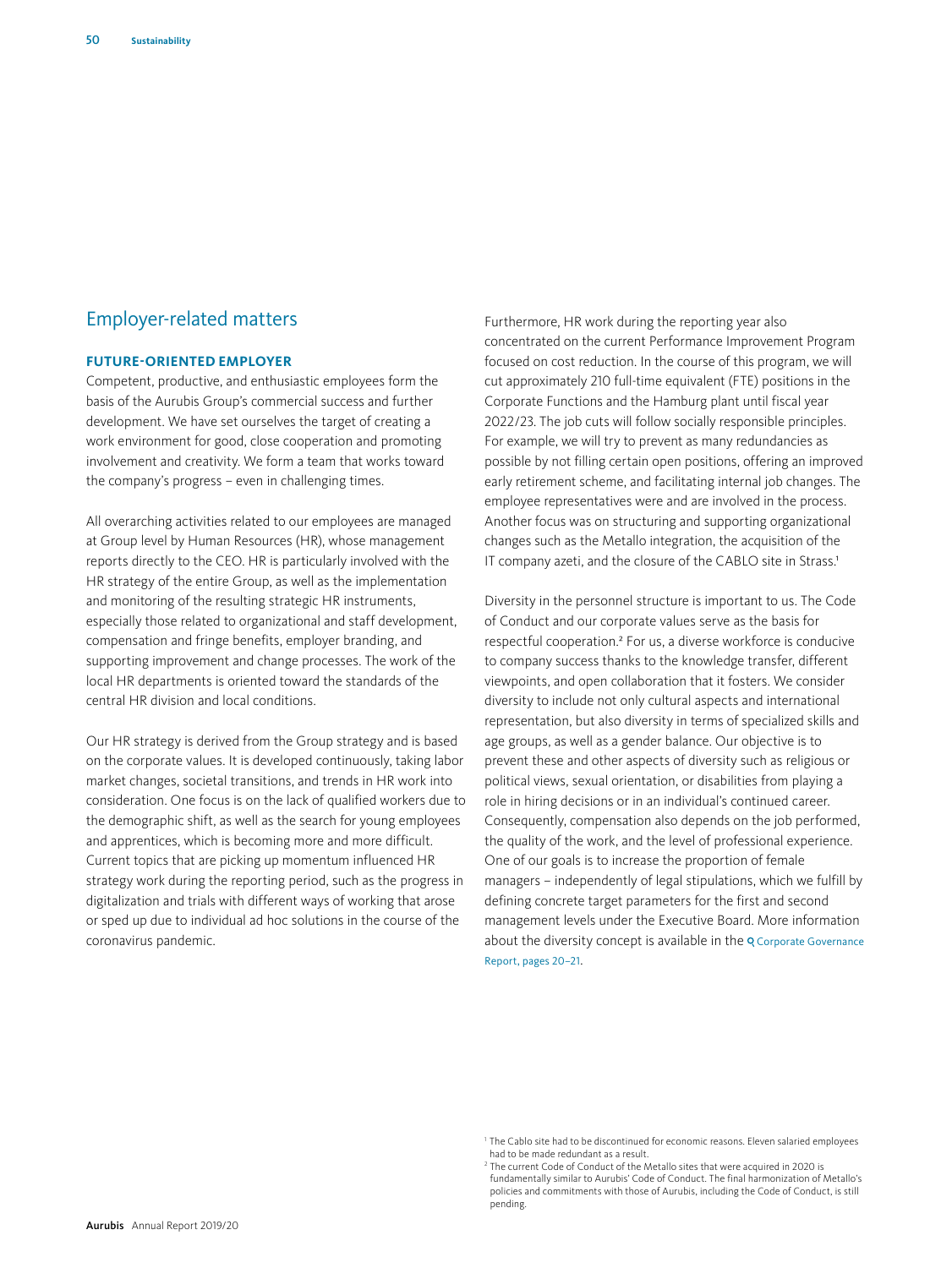## Employer-related matters

### FUTURE-ORIENTED EMPLOYER

Competent, productive, and enthusiastic employees form the basis of the Aurubis Group's commercial success and further development. We have set ourselves the target of creating a work environment for good, close cooperation and promoting involvement and creativity. We form a team that works toward the company's progress – even in challenging times.

All overarching activities related to our employees are managed at Group level by Human Resources (HR), whose management reports directly to the CEO. HR is particularly involved with the HR strategy of the entire Group, as well as the implementation and monitoring of the resulting strategic HR instruments, especially those related to organizational and staff development, compensation and fringe benefits, employer branding, and supporting improvement and change processes. The work of the local HR departments is oriented toward the standards of the central HR division and local conditions.

Our HR strategy is derived from the Group strategy and is based on the corporate values. It is developed continuously, taking labor market changes, societal transitions, and trends in HR work into consideration. One focus is on the lack of qualified workers due to the demographic shift, as well as the search for young employees and apprentices, which is becoming more and more difficult. Current topics that are picking up momentum influenced HR strategy work during the reporting period, such as the progress in digitalization and trials with different ways of working that arose or sped up due to individual ad hoc solutions in the course of the coronavirus pandemic.

Furthermore, HR work during the reporting year also concentrated on the current Performance Improvement Program focused on cost reduction. In the course of this program, we will cut approximately 210 full-time equivalent (FTE) positions in the Corporate Functions and the Hamburg plant until fiscal year 2022/23. The job cuts will follow socially responsible principles. For example, we will try to prevent as many redundancies as possible by not filling certain open positions, offering an improved early retirement scheme, and facilitating internal job changes. The employee representatives were and are involved in the process. Another focus was on structuring and supporting organizational changes such as the Metallo integration, the acquisition of the IT company azeti, and the closure of the CABLO site in Strass.[1]

Diversity in the personnel structure is important to us. The Code of Conduct and our corporate values serve as the basis for respectful cooperation.[2] For us, a diverse workforce is conducive to company success thanks to the knowledge transfer, different viewpoints, and open collaboration that it fosters. We consider diversity to include not only cultural aspects and international representation, but also diversity in terms of specialized skills and age groups, as well as a gender balance. Our objective is to prevent these and other aspects of diversity such as religious or political views, sexual orientation, or disabilities from playing a role in hiring decisions or in an individual's continued career. Consequently, compensation also depends on the job performed, the quality of the work, and the level of professional experience. One of our goals is to increase the proportion of female managers – independently of legal stipulations, which we fulfill by defining concrete target parameters for the first and second management levels under the Executive Board. More information about the diversity concept is available in the Corporate Governance Report, pages 20–21.

[1] The Cablo site had to be discontinued for economic reasons. Eleven salaried employees had to be made redundant as a result.

[2] The current Code of Conduct of the Metallo sites that were acquired in 2020 is fundamentally similar to Aurubis' Code of Conduct. The final harmonization of Metallo's policies and commitments with those of Aurubis, including the Code of Conduct, is still pending.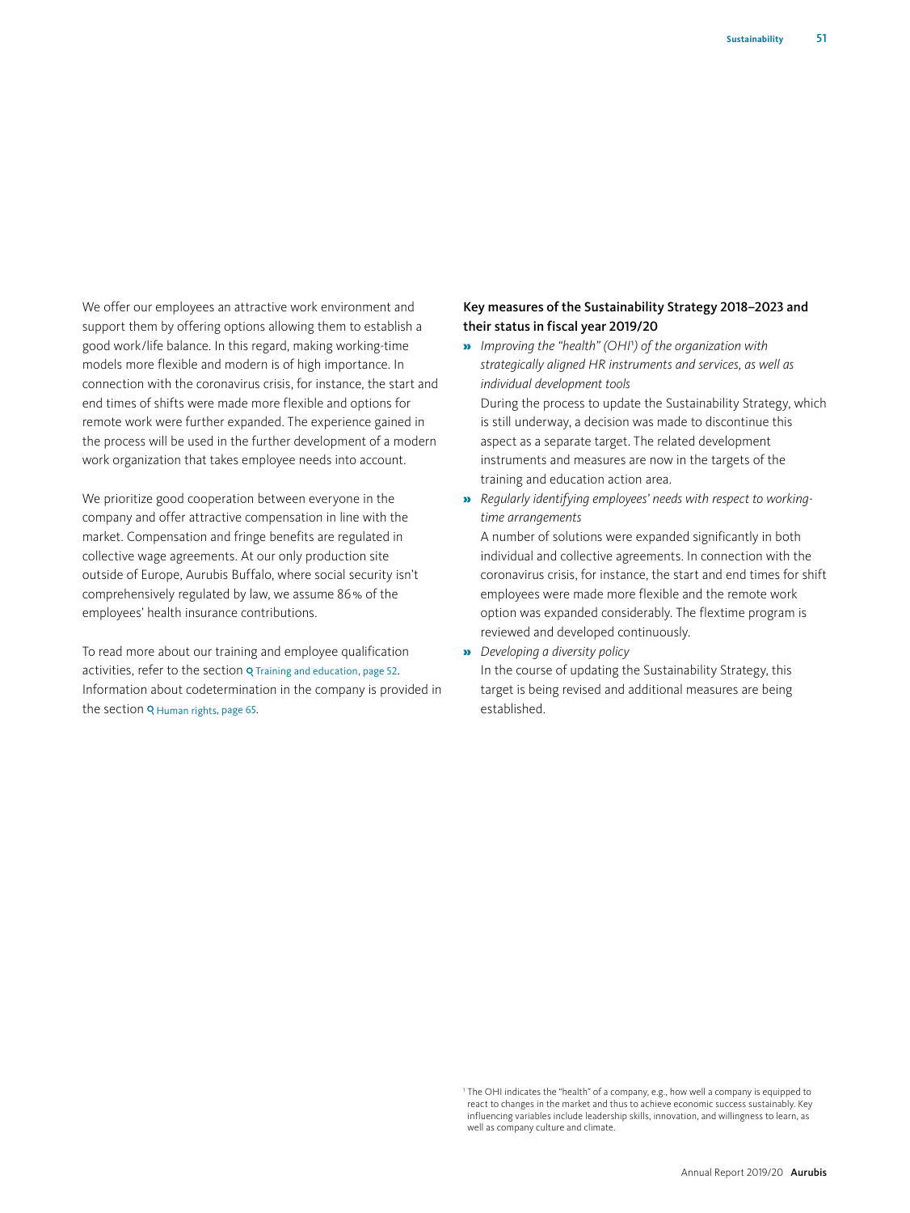We offer our employees an attractive work environment and support them by offering options allowing them to establish a good work/life balance. In this regard, making working-time models more flexible and modern is of high importance. In connection with the coronavirus crisis, for instance, the start and end times of shifts were made more flexible and options for remote work were further expanded. The experience gained in the process will be used in the further development of a modern work organization that takes employee needs into account.

We prioritize good cooperation between everyone in the company and offer attractive compensation in line with the market. Compensation and fringe benefits are regulated in collective wage agreements. At our only production site outside of Europe, Aurubis Buffalo, where social security isn't comprehensively regulated by law, we assume 86 % of the employees' health insurance contributions.

To read more about our training and employee qualification activities, refer to the section Training and education, page 52. Information about codetermination in the company is provided in the section Human rights, page 65.

### Key measures of the Sustainability Strategy 2018–2023 and their status in fiscal year 2019/20

- *Improving the "health" (OHI[1]) of the organization with strategically aligned HR instruments and services, as well as individual development tools*
  During the process to update the Sustainability Strategy, which is still underway, a decision was made to discontinue this aspect as a separate target. The related development instruments and measures are now in the targets of the training and education action area.
- *Regularly identifying employees' needs with respect to working-time arrangements*
  A number of solutions were expanded significantly in both individual and collective agreements. In connection with the coronavirus crisis, for instance, the start and end times for shift employees were made more flexible and the remote work option was expanded considerably. The flextime program is reviewed and developed continuously.
- *Developing a diversity policy*
  In the course of updating the Sustainability Strategy, this target is being revised and additional measures are being established.

[1] The OHI indicates the "health" of a company, e.g., how well a company is equipped to react to changes in the market and thus to achieve economic success sustainably. Key influencing variables include leadership skills, innovation, and willingness to learn, as well as company culture and climate.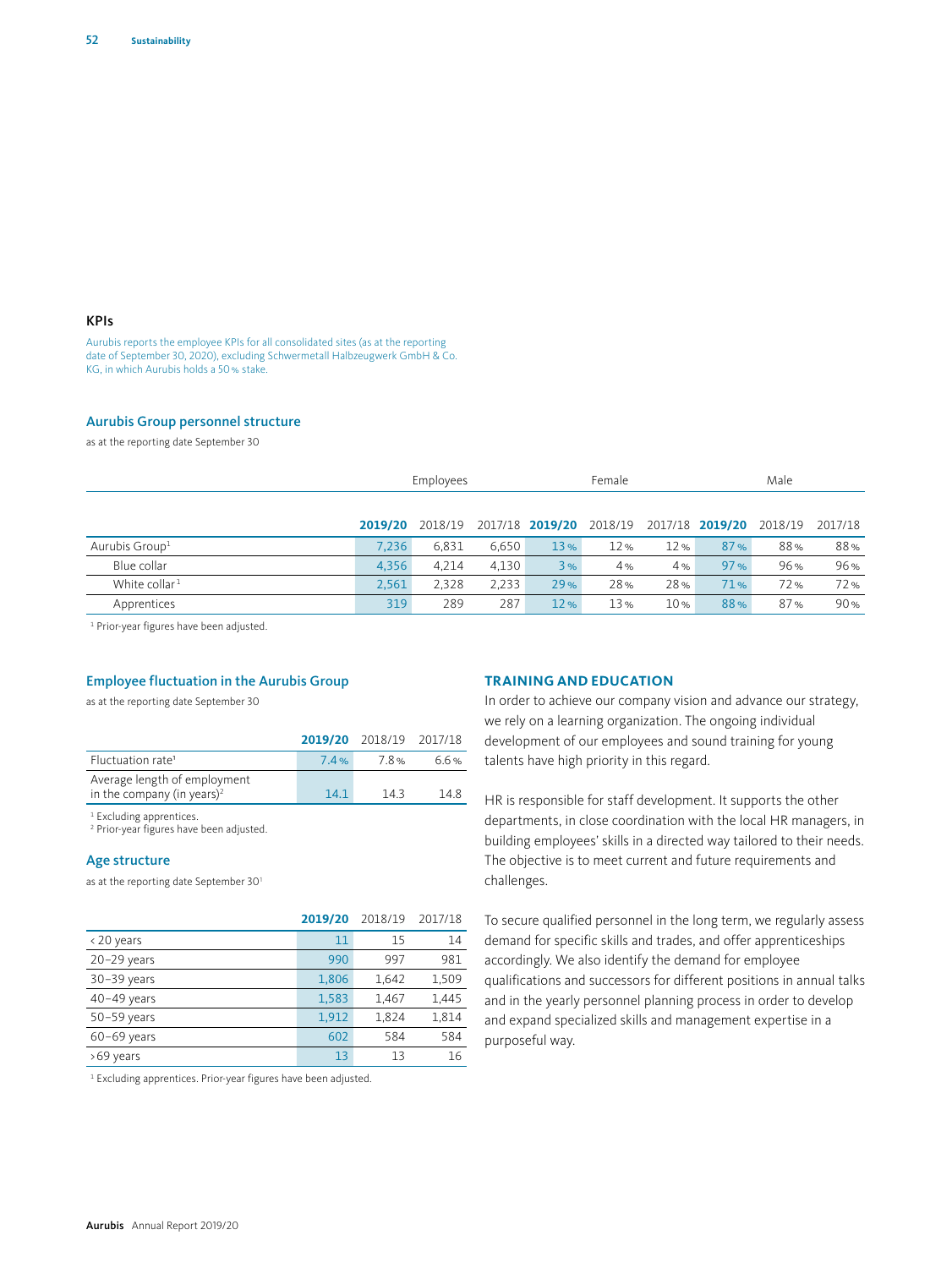### KPIs

Aurubis reports the employee KPIs for all consolidated sites (as at the reporting date of September 30, 2020), excluding Schwermetall Halbzeugwerk GmbH & Co. KG, in which Aurubis holds a 50 % stake.

#### Aurubis Group personnel structure

as at the reporting date September 30

| | Employees | | | Female | | | Male | | |
|---|---|---|---|---|---|---|---|---|---|
| | **2019/20** | 2018/19 | 2017/18 | **2019/20** | 2018/19 | 2017/18 | **2019/20** | 2018/19 | 2017/18 |
| Aurubis Group[1] | 7,236 | 6,831 | 6,650 | 13 % | 12 % | 12 % | 87 % | 88 % | 88 % |
| Blue collar | 4,356 | 4,214 | 4,130 | 3 % | 4 % | 4 % | 97 % | 96 % | 96 % |
| White collar[1] | 2,561 | 2,328 | 2,233 | 29 % | 28 % | 28 % | 71 % | 72 % | 72 % |
| Apprentices | 319 | 289 | 287 | 12 % | 13 % | 10 % | 88 % | 87 % | 90 % |

[1] Prior-year figures have been adjusted.

#### Employee fluctuation in the Aurubis Group

as at the reporting date September 30

| | **2019/20** | 2018/19 | 2017/18 |
|---|---|---|---|
| Fluctuation rate[1] | 7.4 % | 7.8 % | 6.6 % |
| Average length of employment in the company (in years)[2] | 14.1 | 14.3 | 14.8 |

[1] Excluding apprentices.
[2] Prior-year figures have been adjusted.

#### Age structure

as at the reporting date September 30[1]

| | **2019/20** | 2018/19 | 2017/18 |
|---|---|---|---|
| < 20 years | 11 | 15 | 14 |
| 20–29 years | 990 | 997 | 981 |
| 30–39 years | 1,806 | 1,642 | 1,509 |
| 40–49 years | 1,583 | 1,467 | 1,445 |
| 50–59 years | 1,912 | 1,824 | 1,814 |
| 60–69 years | 602 | 584 | 584 |
| >69 years | 13 | 13 | 16 |

[1] Excluding apprentices. Prior-year figures have been adjusted.

### TRAINING AND EDUCATION

In order to achieve our company vision and advance our strategy, we rely on a learning organization. The ongoing individual development of our employees and sound training for young talents have high priority in this regard.

HR is responsible for staff development. It supports the other departments, in close coordination with the local HR managers, in building employees' skills in a directed way tailored to their needs. The objective is to meet current and future requirements and challenges.

To secure qualified personnel in the long term, we regularly assess demand for specific skills and trades, and offer apprenticeships accordingly. We also identify the demand for employee qualifications and successors for different positions in annual talks and in the yearly personnel planning process in order to develop and expand specialized skills and management expertise in a purposeful way.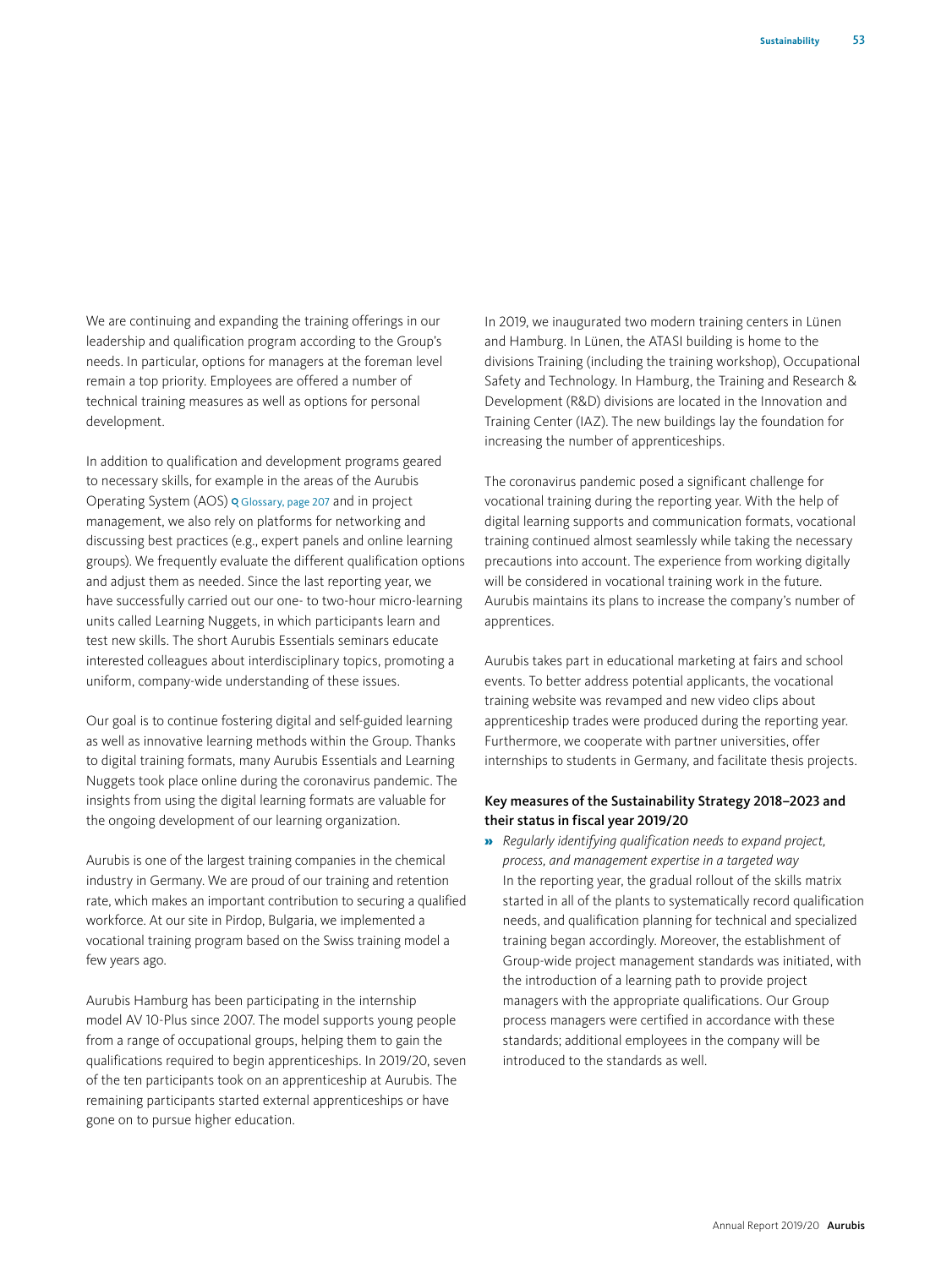We are continuing and expanding the training offerings in our leadership and qualification program according to the Group's needs. In particular, options for managers at the foreman level remain a top priority. Employees are offered a number of technical training measures as well as options for personal development.

In addition to qualification and development programs geared to necessary skills, for example in the areas of the Aurubis Operating System (AOS) Glossary, page 207 and in project management, we also rely on platforms for networking and discussing best practices (e.g., expert panels and online learning groups). We frequently evaluate the different qualification options and adjust them as needed. Since the last reporting year, we have successfully carried out our one- to two-hour micro-learning units called Learning Nuggets, in which participants learn and test new skills. The short Aurubis Essentials seminars educate interested colleagues about interdisciplinary topics, promoting a uniform, company-wide understanding of these issues.

Our goal is to continue fostering digital and self-guided learning as well as innovative learning methods within the Group. Thanks to digital training formats, many Aurubis Essentials and Learning Nuggets took place online during the coronavirus pandemic. The insights from using the digital learning formats are valuable for the ongoing development of our learning organization.

Aurubis is one of the largest training companies in the chemical industry in Germany. We are proud of our training and retention rate, which makes an important contribution to securing a qualified workforce. At our site in Pirdop, Bulgaria, we implemented a vocational training program based on the Swiss training model a few years ago.

Aurubis Hamburg has been participating in the internship model AV 10-Plus since 2007. The model supports young people from a range of occupational groups, helping them to gain the qualifications required to begin apprenticeships. In 2019/20, seven of the ten participants took on an apprenticeship at Aurubis. The remaining participants started external apprenticeships or have gone on to pursue higher education.

In 2019, we inaugurated two modern training centers in Lünen and Hamburg. In Lünen, the ATASI building is home to the divisions Training (including the training workshop), Occupational Safety and Technology. In Hamburg, the Training and Research & Development (R&D) divisions are located in the Innovation and Training Center (IAZ). The new buildings lay the foundation for increasing the number of apprenticeships.

The coronavirus pandemic posed a significant challenge for vocational training during the reporting year. With the help of digital learning supports and communication formats, vocational training continued almost seamlessly while taking the necessary precautions into account. The experience from working digitally will be considered in vocational training work in the future. Aurubis maintains its plans to increase the company's number of apprentices.

Aurubis takes part in educational marketing at fairs and school events. To better address potential applicants, the vocational training website was revamped and new video clips about apprenticeship trades were produced during the reporting year. Furthermore, we cooperate with partner universities, offer internships to students in Germany, and facilitate thesis projects.

### Key measures of the Sustainability Strategy 2018–2023 and their status in fiscal year 2019/20

- *Regularly identifying qualification needs to expand project, process, and management expertise in a targeted way*
  In the reporting year, the gradual rollout of the skills matrix started in all of the plants to systematically record qualification needs, and qualification planning for technical and specialized training began accordingly. Moreover, the establishment of Group-wide project management standards was initiated, with the introduction of a learning path to provide project managers with the appropriate qualifications. Our Group process managers were certified in accordance with these standards; additional employees in the company will be introduced to the standards as well.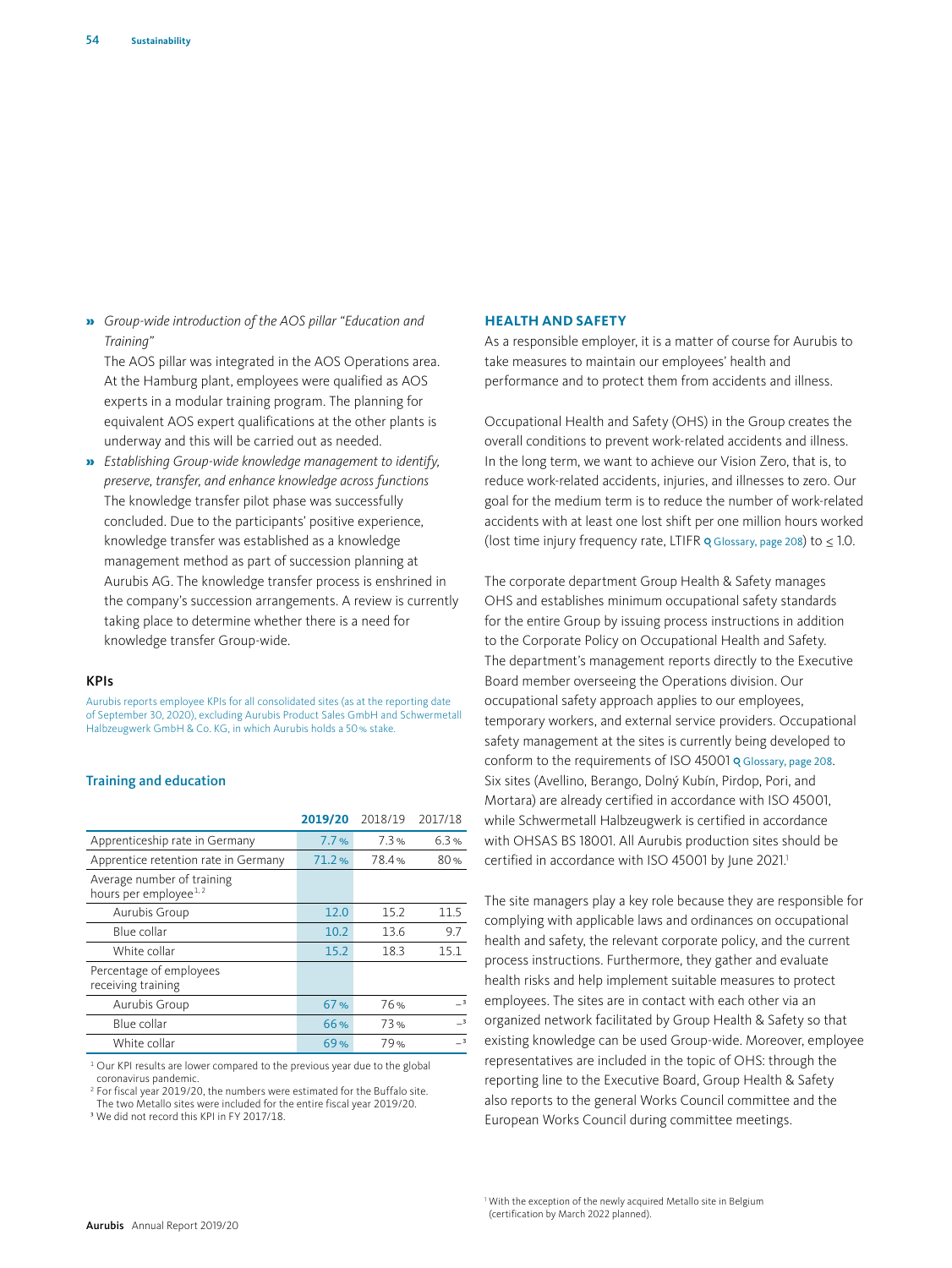- *Group-wide introduction of the AOS pillar "Education and Training"*
  The AOS pillar was integrated in the AOS Operations area. At the Hamburg plant, employees were qualified as AOS experts in a modular training program. The planning for equivalent AOS expert qualifications at the other plants is underway and this will be carried out as needed.
- *Establishing Group-wide knowledge management to identify, preserve, transfer, and enhance knowledge across functions*
  The knowledge transfer pilot phase was successfully concluded. Due to the participants' positive experience, knowledge transfer was established as a knowledge management method as part of succession planning at Aurubis AG. The knowledge transfer process is enshrined in the company's succession arrangements. A review is currently taking place to determine whether there is a need for knowledge transfer Group-wide.

### KPIs

Aurubis reports employee KPIs for all consolidated sites (as at the reporting date of September 30, 2020), excluding Aurubis Product Sales GmbH and Schwermetall Halbzeugwerk GmbH & Co. KG, in which Aurubis holds a 50 % stake.

#### Training and education

| | **2019/20** | 2018/19 | 2017/18 |
|---|---|---|---|
| Apprenticeship rate in Germany | 7.7 % | 7.3 % | 6.3 % |
| Apprentice retention rate in Germany | 71.2 % | 78.4 % | 80 % |
| Average number of training hours per employee[1, 2] | | | |
| Aurubis Group | 12.0 | 15.2 | 11.5 |
| Blue collar | 10.2 | 13.6 | 9.7 |
| White collar | 15.2 | 18.3 | 15.1 |
| Percentage of employees receiving training | | | |
| Aurubis Group | 67 % | 76 % | –[3] |
| Blue collar | 66 % | 73 % | –[3] |
| White collar | 69 % | 79 % | –[3] |

[1] Our KPI results are lower compared to the previous year due to the global coronavirus pandemic.
[2] For fiscal year 2019/20, the numbers were estimated for the Buffalo site. The two Metallo sites were included for the entire fiscal year 2019/20.
[3] We did not record this KPI in FY 2017/18.

## HEALTH AND SAFETY

As a responsible employer, it is a matter of course for Aurubis to take measures to maintain our employees' health and performance and to protect them from accidents and illness.

Occupational Health and Safety (OHS) in the Group creates the overall conditions to prevent work-related accidents and illness. In the long term, we want to achieve our Vision Zero, that is, to reduce work-related accidents, injuries, and illnesses to zero. Our goal for the medium term is to reduce the number of work-related accidents with at least one lost shift per one million hours worked (lost time injury frequency rate, LTIFR Glossary, page 208) to ≤ 1.0.

The corporate department Group Health & Safety manages OHS and establishes minimum occupational safety standards for the entire Group by issuing process instructions in addition to the Corporate Policy on Occupational Health and Safety. The department's management reports directly to the Executive Board member overseeing the Operations division. Our occupational safety approach applies to our employees, temporary workers, and external service providers. Occupational safety management at the sites is currently being developed to conform to the requirements of ISO 45001 Glossary, page 208. Six sites (Avellino, Berango, Dolný Kubín, Pirdop, Pori, and Mortara) are already certified in accordance with ISO 45001, while Schwermetall Halbzeugwerk is certified in accordance with OHSAS BS 18001. All Aurubis production sites should be certified in accordance with ISO 45001 by June 2021.[1]

The site managers play a key role because they are responsible for complying with applicable laws and ordinances on occupational health and safety, the relevant corporate policy, and the current process instructions. Furthermore, they gather and evaluate health risks and help implement suitable measures to protect employees. The sites are in contact with each other via an organized network facilitated by Group Health & Safety so that existing knowledge can be used Group-wide. Moreover, employee representatives are included in the topic of OHS: through the reporting line to the Executive Board, Group Health & Safety also reports to the general Works Council committee and the European Works Council during committee meetings.

[1] With the exception of the newly acquired Metallo site in Belgium (certification by March 2022 planned).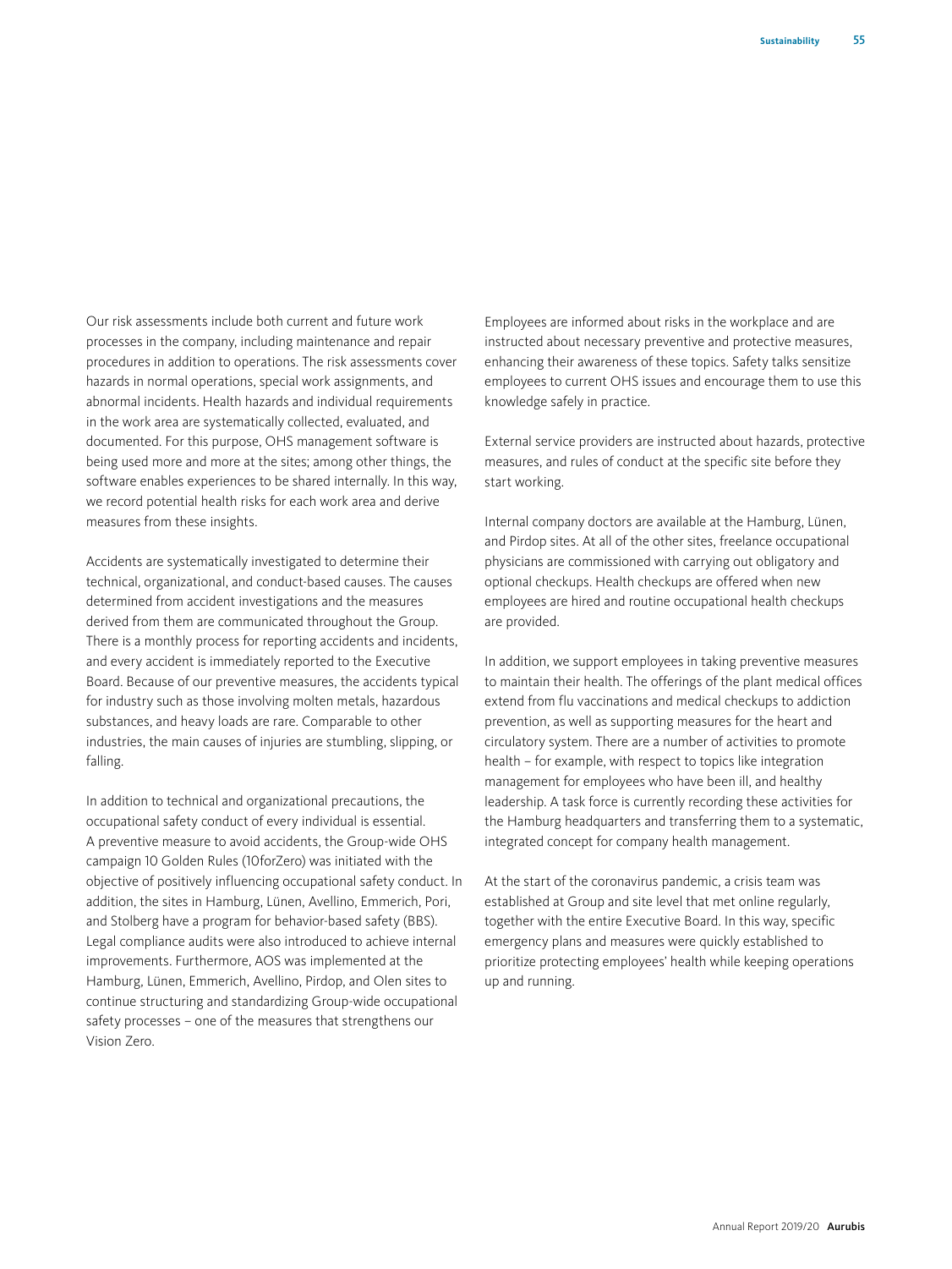Our risk assessments include both current and future work processes in the company, including maintenance and repair procedures in addition to operations. The risk assessments cover hazards in normal operations, special work assignments, and abnormal incidents. Health hazards and individual requirements in the work area are systematically collected, evaluated, and documented. For this purpose, OHS management software is being used more and more at the sites; among other things, the software enables experiences to be shared internally. In this way, we record potential health risks for each work area and derive measures from these insights.

Accidents are systematically investigated to determine their technical, organizational, and conduct-based causes. The causes determined from accident investigations and the measures derived from them are communicated throughout the Group. There is a monthly process for reporting accidents and incidents, and every accident is immediately reported to the Executive Board. Because of our preventive measures, the accidents typical for industry such as those involving molten metals, hazardous substances, and heavy loads are rare. Comparable to other industries, the main causes of injuries are stumbling, slipping, or falling.

In addition to technical and organizational precautions, the occupational safety conduct of every individual is essential. A preventive measure to avoid accidents, the Group-wide OHS campaign 10 Golden Rules (10forZero) was initiated with the objective of positively influencing occupational safety conduct. In addition, the sites in Hamburg, Lünen, Avellino, Emmerich, Pori, and Stolberg have a program for behavior-based safety (BBS). Legal compliance audits were also introduced to achieve internal improvements. Furthermore, AOS was implemented at the Hamburg, Lünen, Emmerich, Avellino, Pirdop, and Olen sites to continue structuring and standardizing Group-wide occupational safety processes – one of the measures that strengthens our Vision Zero.

Employees are informed about risks in the workplace and are instructed about necessary preventive and protective measures, enhancing their awareness of these topics. Safety talks sensitize employees to current OHS issues and encourage them to use this knowledge safely in practice.

External service providers are instructed about hazards, protective measures, and rules of conduct at the specific site before they start working.

Internal company doctors are available at the Hamburg, Lünen, and Pirdop sites. At all of the other sites, freelance occupational physicians are commissioned with carrying out obligatory and optional checkups. Health checkups are offered when new employees are hired and routine occupational health checkups are provided.

In addition, we support employees in taking preventive measures to maintain their health. The offerings of the plant medical offices extend from flu vaccinations and medical checkups to addiction prevention, as well as supporting measures for the heart and circulatory system. There are a number of activities to promote health – for example, with respect to topics like integration management for employees who have been ill, and healthy leadership. A task force is currently recording these activities for the Hamburg headquarters and transferring them to a systematic, integrated concept for company health management.

At the start of the coronavirus pandemic, a crisis team was established at Group and site level that met online regularly, together with the entire Executive Board. In this way, specific emergency plans and measures were quickly established to prioritize protecting employees' health while keeping operations up and running.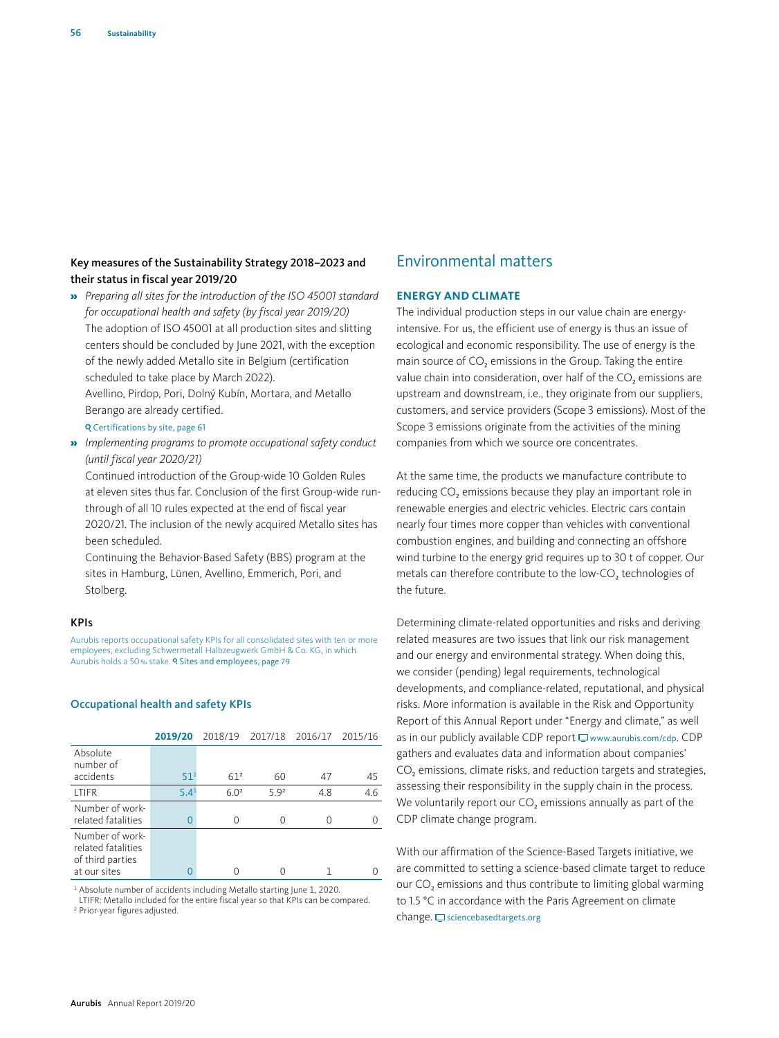### Key measures of the Sustainability Strategy 2018–2023 and their status in fiscal year 2019/20

» *Preparing all sites for the introduction of the ISO 45001 standard for occupational health and safety (by fiscal year 2019/20)*
The adoption of ISO 45001 at all production sites and slitting centers should be concluded by June 2021, with the exception of the newly added Metallo site in Belgium (certification scheduled to take place by March 2022).
Avellino, Pirdop, Pori, Dolný Kubín, Mortara, and Metallo Berango are already certified.
Certifications by site, page 61

» *Implementing programs to promote occupational safety conduct (until fiscal year 2020/21)*
Continued introduction of the Group-wide 10 Golden Rules at eleven sites thus far. Conclusion of the first Group-wide run-through of all 10 rules expected at the end of fiscal year 2020/21. The inclusion of the newly acquired Metallo sites has been scheduled.
Continuing the Behavior-Based Safety (BBS) program at the sites in Hamburg, Lünen, Avellino, Emmerich, Pori, and Stolberg.

### KPIs

Aurubis reports occupational safety KPIs for all consolidated sites with ten or more employees, excluding Schwermetall Halbzeugwerk GmbH & Co. KG, in which Aurubis holds a 50 % stake. Sites and employees, page 79

#### Occupational health and safety KPIs

| | **2019/20** | 2018/19 | 2017/18 | 2016/17 | 2015/16 |
|---|---|---|---|---|---|
| Absolute number of accidents | 51[1] | 61[2] | 60 | 47 | 45 |
| LTIFR | 5.4[1] | 6.0[2] | 5.9[2] | 4.8 | 4.6 |
| Number of work-related fatalities | 0 | 0 | 0 | 0 | 0 |
| Number of work-related fatalities of third parties at our sites | 0 | 0 | 0 | 1 | 0 |

[1] Absolute number of accidents including Metallo starting June 1, 2020. LTIFR: Metallo included for the entire fiscal year so that KPIs can be compared.
[2] Prior-year figures adjusted.

## Environmental matters

### ENERGY AND CLIMATE

The individual production steps in our value chain are energy-intensive. For us, the efficient use of energy is thus an issue of ecological and economic responsibility. The use of energy is the main source of $CO_2$ emissions in the Group. Taking the entire value chain into consideration, over half of the $CO_2$ emissions are upstream and downstream, i.e., they originate from our suppliers, customers, and service providers (Scope 3 emissions). Most of the Scope 3 emissions originate from the activities of the mining companies from which we source ore concentrates.

At the same time, the products we manufacture contribute to reducing $CO_2$ emissions because they play an important role in renewable energies and electric vehicles. Electric cars contain nearly four times more copper than vehicles with conventional combustion engines, and building and connecting an offshore wind turbine to the energy grid requires up to 30 t of copper. Our metals can therefore contribute to the low-$CO_2$ technologies of the future.

Determining climate-related opportunities and risks and deriving related measures are two issues that link our risk management and our energy and environmental strategy. When doing this, we consider (pending) legal requirements, technological developments, and compliance-related, reputational, and physical risks. More information is available in the Risk and Opportunity Report of this Annual Report under "Energy and climate," as well as in our publicly available CDP report www.aurubis.com/cdp. CDP gathers and evaluates data and information about companies' $CO_2$ emissions, climate risks, and reduction targets and strategies, assessing their responsibility in the supply chain in the process. We voluntarily report our $CO_2$ emissions annually as part of the CDP climate change program.

With our affirmation of the Science-Based Targets initiative, we are committed to setting a science-based climate target to reduce our $CO_2$ emissions and thus contribute to limiting global warming to 1.5 °C in accordance with the Paris Agreement on climate change. sciencebasedtargets.org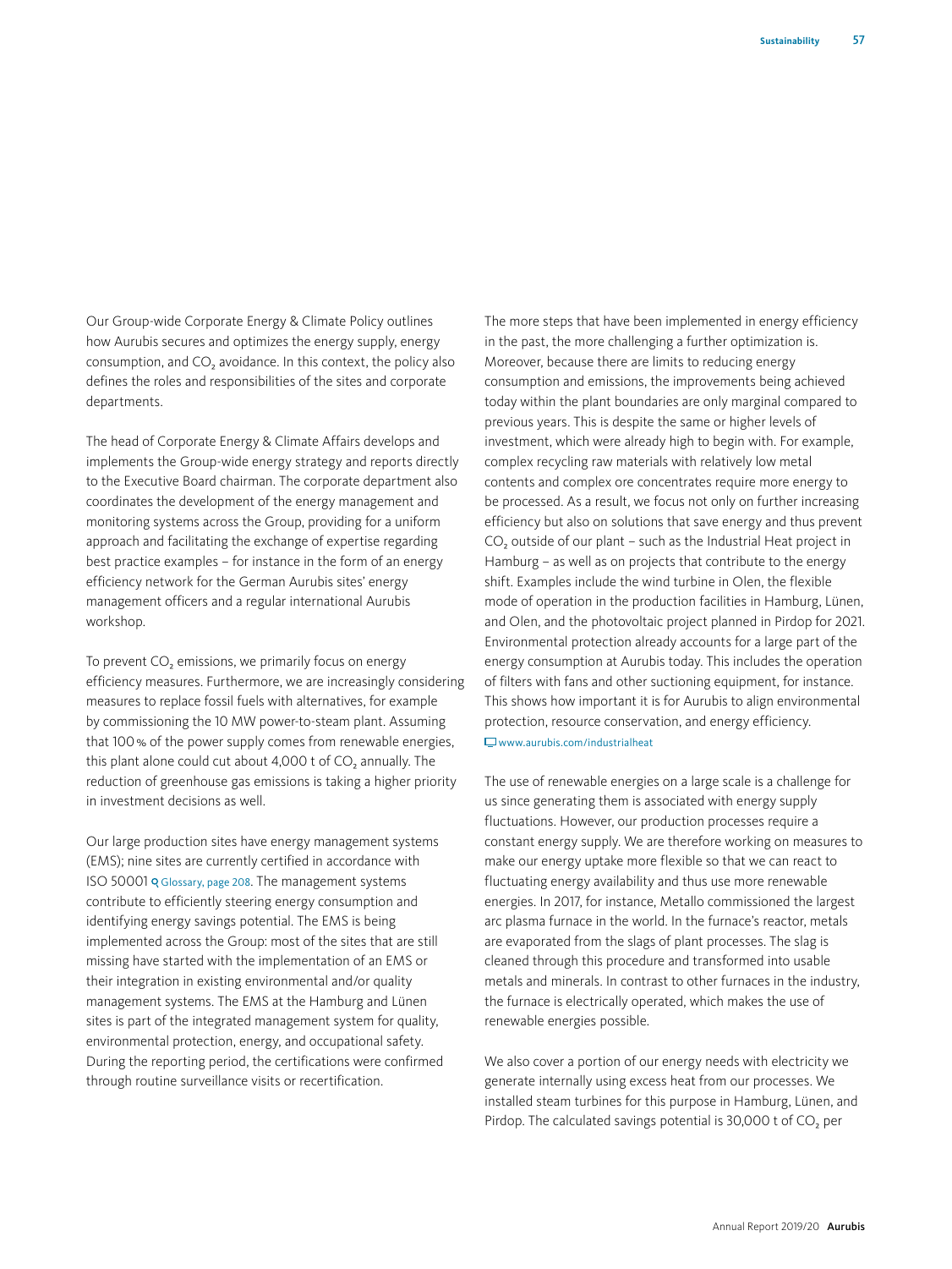Our Group-wide Corporate Energy & Climate Policy outlines how Aurubis secures and optimizes the energy supply, energy consumption, and $CO_2$ avoidance. In this context, the policy also defines the roles and responsibilities of the sites and corporate departments.

The head of Corporate Energy & Climate Affairs develops and implements the Group-wide energy strategy and reports directly to the Executive Board chairman. The corporate department also coordinates the development of the energy management and monitoring systems across the Group, providing for a uniform approach and facilitating the exchange of expertise regarding best practice examples – for instance in the form of an energy efficiency network for the German Aurubis sites' energy management officers and a regular international Aurubis workshop.

To prevent $CO_2$ emissions, we primarily focus on energy efficiency measures. Furthermore, we are increasingly considering measures to replace fossil fuels with alternatives, for example by commissioning the 10 MW power-to-steam plant. Assuming that 100 % of the power supply comes from renewable energies, this plant alone could cut about 4,000 t of $CO_2$ annually. The reduction of greenhouse gas emissions is taking a higher priority in investment decisions as well.

Our large production sites have energy management systems (EMS); nine sites are currently certified in accordance with ISO 50001 Glossary, page 208. The management systems contribute to efficiently steering energy consumption and identifying energy savings potential. The EMS is being implemented across the Group: most of the sites that are still missing have started with the implementation of an EMS or their integration in existing environmental and/or quality management systems. The EMS at the Hamburg and Lünen sites is part of the integrated management system for quality, environmental protection, energy, and occupational safety. During the reporting period, the certifications were confirmed through routine surveillance visits or recertification.

The more steps that have been implemented in energy efficiency in the past, the more challenging a further optimization is. Moreover, because there are limits to reducing energy consumption and emissions, the improvements being achieved today within the plant boundaries are only marginal compared to previous years. This is despite the same or higher levels of investment, which were already high to begin with. For example, complex recycling raw materials with relatively low metal contents and complex ore concentrates require more energy to be processed. As a result, we focus not only on further increasing efficiency but also on solutions that save energy and thus prevent $CO_2$ outside of our plant – such as the Industrial Heat project in Hamburg – as well as on projects that contribute to the energy shift. Examples include the wind turbine in Olen, the flexible mode of operation in the production facilities in Hamburg, Lünen, and Olen, and the photovoltaic project planned in Pirdop for 2021. Environmental protection already accounts for a large part of the energy consumption at Aurubis today. This includes the operation of filters with fans and other suctioning equipment, for instance. This shows how important it is for Aurubis to align environmental protection, resource conservation, and energy efficiency.
www.aurubis.com/industrialheat

The use of renewable energies on a large scale is a challenge for us since generating them is associated with energy supply fluctuations. However, our production processes require a constant energy supply. We are therefore working on measures to make our energy uptake more flexible so that we can react to fluctuating energy availability and thus use more renewable energies. In 2017, for instance, Metallo commissioned the largest arc plasma furnace in the world. In the furnace's reactor, metals are evaporated from the slags of plant processes. The slag is cleaned through this procedure and transformed into usable metals and minerals. In contrast to other furnaces in the industry, the furnace is electrically operated, which makes the use of renewable energies possible.

We also cover a portion of our energy needs with electricity we generate internally using excess heat from our processes. We installed steam turbines for this purpose in Hamburg, Lünen, and Pirdop. The calculated savings potential is 30,000 t of $CO_2$ per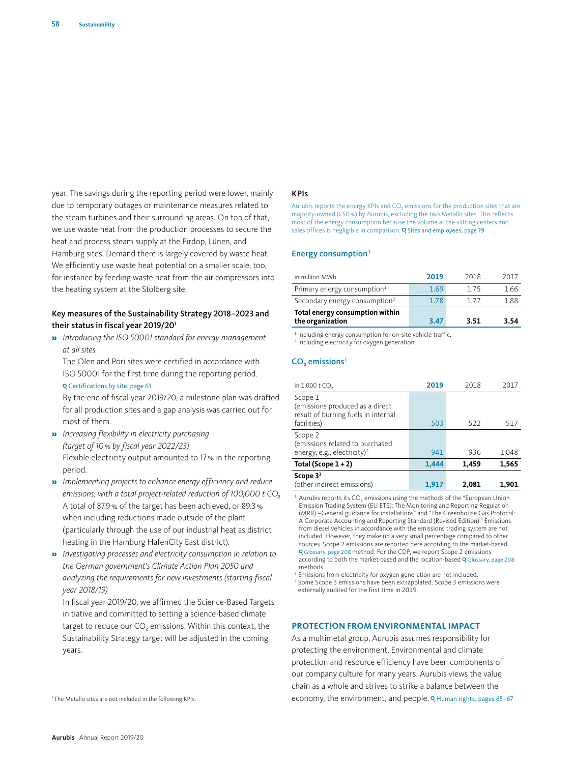year. The savings during the reporting period were lower, mainly due to temporary outages or maintenance measures related to the steam turbines and their surrounding areas. On top of that, we use waste heat from the production processes to secure the heat and process steam supply at the Pirdop, Lünen, and Hamburg sites. Demand there is largely covered by waste heat. We efficiently use waste heat potential on a smaller scale, too, for instance by feeding waste heat from the air compressors into the heating system at the Stolberg site.

### Key measures of the Sustainability Strategy 2018–2023 and their status in fiscal year 2019/20[1]

» *Introducing the ISO 50001 standard for energy management at all sites*

The Olen and Pori sites were certified in accordance with ISO 50001 for the first time during the reporting period. Certifications by site, page 61

By the end of fiscal year 2019/20, a milestone plan was drafted for all production sites and a gap analysis was carried out for most of them.

» *Increasing flexibility in electricity purchasing (target of 10 % by fiscal year 2022/23)*

Flexible electricity output amounted to 17 % in the reporting period.

» *Implementing projects to enhance energy efficiency and reduce emissions, with a total project-related reduction of 100,000 t $CO_2$*

A total of 87.9 % of the target has been achieved, or 89.3 % when including reductions made outside of the plant (particularly through the use of our industrial heat as district heating in the Hamburg HafenCity East district).

» *Investigating processes and electricity consumption in relation to the German government's Climate Action Plan 2050 and analyzing the requirements for new investments (starting fiscal year 2018/19)*

In fiscal year 2019/20, we affirmed the Science-Based Targets initiative and committed to setting a science-based climate target to reduce our $CO_2$ emissions. Within this context, the Sustainability Strategy target will be adjusted in the coming years.

[1] The Metallo sites are not included in the following KPIs.

### KPIs

Aurubis reports the energy KPIs and $CO_2$ emissions for the production sites that are majority-owned (> 50 %) by Aurubis, excluding the two Metallo sites. This reflects most of the energy consumption because the volume at the slitting centers and sales offices is negligible in comparison. Sites and employees, page 79

#### Energy consumption[1]

| in million MWh | 2019 | 2018 | 2017 |
|---|---|---|---|
| Primary energy consumption[1] | 1.69 | 1.75 | 1.66 |
| Secondary energy consumption[2] | 1.78 | 1.77 | 1.88 |
| **Total energy consumption within the organization** | **3.47** | **3.51** | **3.54** |

[1] Including energy consumption for on-site vehicle traffic.
[2] Including electricity for oxygen generation.

#### $CO_2$ emissions[1]

| in 1,000 t $CO_2$ | 2019 | 2018 | 2017 |
|---|---|---|---|
| Scope 1 (emissions produced as a direct result of burning fuels in internal facilities) | 503 | 522 | 517 |
| Scope 2 (emissions related to purchased energy, e.g., electricity)[2] | 941 | 936 | 1,048 |
| **Total (Scope 1 + 2)** | **1,444** | **1,459** | **1,565** |
| **Scope 3[3]** (other indirect emissions) | **1,917** | **2,081** | **1,901** |

[1] Aurubis reports its $CO_2$ emissions using the methods of the "European Union Emission Trading System (EU ETS): The Monitoring and Reporting Regulation (MRR) –General guidance for installations" and "The Greenhouse Gas Protocol: A Corporate Accounting and Reporting Standard (Revised Edition)." Emissions from diesel vehicles in accordance with the emissions trading system are not included. However, they make up a very small percentage compared to other sources. Scope 2 emissions are reported here according to the market-based Glossary, page 208 method. For the CDP, we report Scope 2 emissions according to both the market-based and the location-based Glossary, page 208 methods.
[2] Emissions from electricity for oxygen generation are not included.
[3] Some Scope 3 emissions have been extrapolated. Scope 3 emissions were externally audited for the first time in 2019.

## PROTECTION FROM ENVIRONMENTAL IMPACT

As a multimetal group, Aurubis assumes responsibility for protecting the environment. Environmental and climate protection and resource efficiency have been components of our company culture for many years. Aurubis views the value chain as a whole and strives to strike a balance between the economy, the environment, and people. Human rights, pages 65–67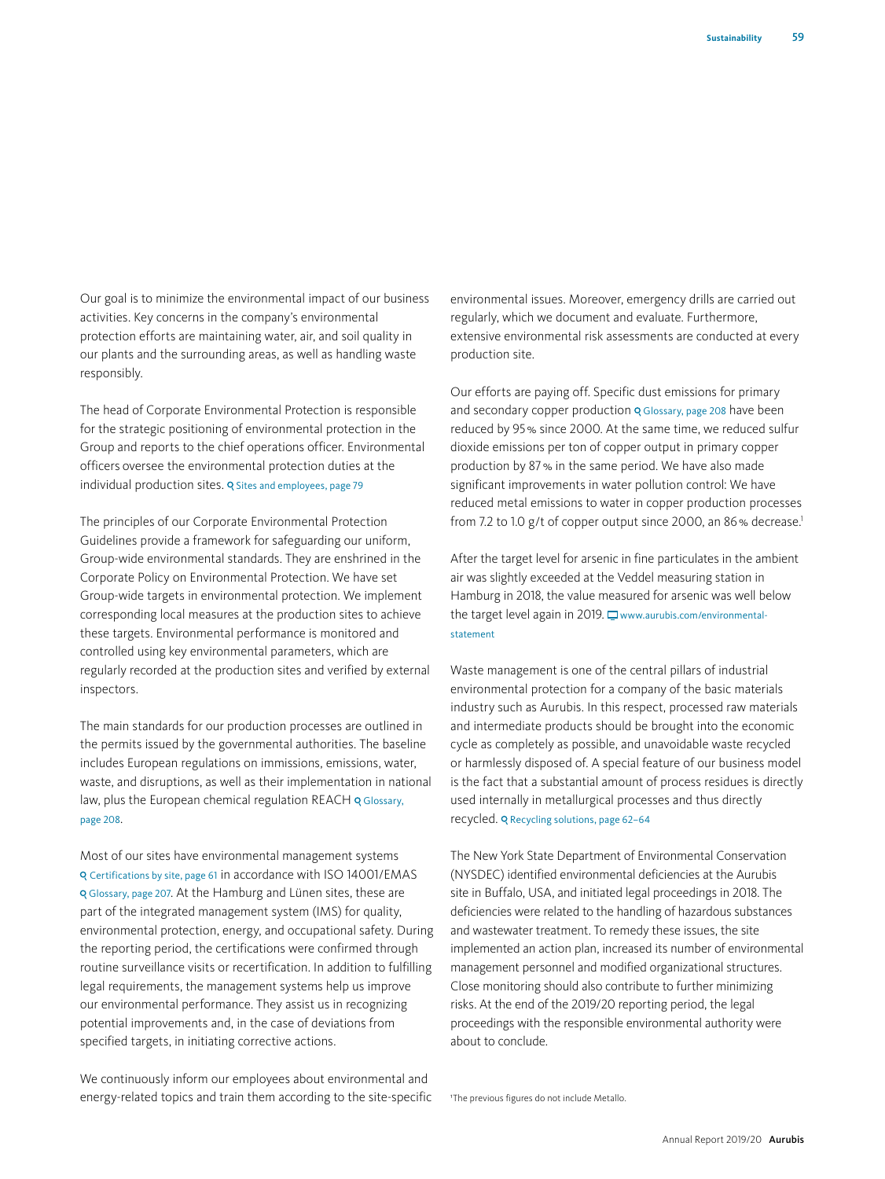Our goal is to minimize the environmental impact of our business activities. Key concerns in the company's environmental protection efforts are maintaining water, air, and soil quality in our plants and the surrounding areas, as well as handling waste responsibly.

The head of Corporate Environmental Protection is responsible for the strategic positioning of environmental protection in the Group and reports to the chief operations officer. Environmental officers oversee the environmental protection duties at the individual production sites. Sites and employees, page 79

The principles of our Corporate Environmental Protection Guidelines provide a framework for safeguarding our uniform, Group-wide environmental standards. They are enshrined in the Corporate Policy on Environmental Protection. We have set Group-wide targets in environmental protection. We implement corresponding local measures at the production sites to achieve these targets. Environmental performance is monitored and controlled using key environmental parameters, which are regularly recorded at the production sites and verified by external inspectors.

The main standards for our production processes are outlined in the permits issued by the governmental authorities. The baseline includes European regulations on immissions, emissions, water, waste, and disruptions, as well as their implementation in national law, plus the European chemical regulation REACH Glossary, page 208.

Most of our sites have environmental management systems Certifications by site, page 61 in accordance with ISO 14001/EMAS Glossary, page 207. At the Hamburg and Lünen sites, these are part of the integrated management system (IMS) for quality, environmental protection, energy, and occupational safety. During the reporting period, the certifications were confirmed through routine surveillance visits or recertification. In addition to fulfilling legal requirements, the management systems help us improve our environmental performance. They assist us in recognizing potential improvements and, in the case of deviations from specified targets, in initiating corrective actions.

We continuously inform our employees about environmental and energy-related topics and train them according to the site-specific environmental issues. Moreover, emergency drills are carried out regularly, which we document and evaluate. Furthermore, extensive environmental risk assessments are conducted at every production site.

Our efforts are paying off. Specific dust emissions for primary and secondary copper production Glossary, page 208 have been reduced by 95 % since 2000. At the same time, we reduced sulfur dioxide emissions per ton of copper output in primary copper production by 87 % in the same period. We have also made significant improvements in water pollution control: We have reduced metal emissions to water in copper production processes from 7.2 to 1.0 g/t of copper output since 2000, an 86 % decrease.[1]

After the target level for arsenic in fine particulates in the ambient air was slightly exceeded at the Veddel measuring station in Hamburg in 2018, the value measured for arsenic was well below the target level again in 2019. www.aurubis.com/environmental-statement

Waste management is one of the central pillars of industrial environmental protection for a company of the basic materials industry such as Aurubis. In this respect, processed raw materials and intermediate products should be brought into the economic cycle as completely as possible, and unavoidable waste recycled or harmlessly disposed of. A special feature of our business model is the fact that a substantial amount of process residues is directly used internally in metallurgical processes and thus directly recycled. Recycling solutions, page 62–64

The New York State Department of Environmental Conservation (NYSDEC) identified environmental deficiencies at the Aurubis site in Buffalo, USA, and initiated legal proceedings in 2018. The deficiencies were related to the handling of hazardous substances and wastewater treatment. To remedy these issues, the site implemented an action plan, increased its number of environmental management personnel and modified organizational structures. Close monitoring should also contribute to further minimizing risks. At the end of the 2019/20 reporting period, the legal proceedings with the responsible environmental authority were about to conclude.

[1]The previous figures do not include Metallo.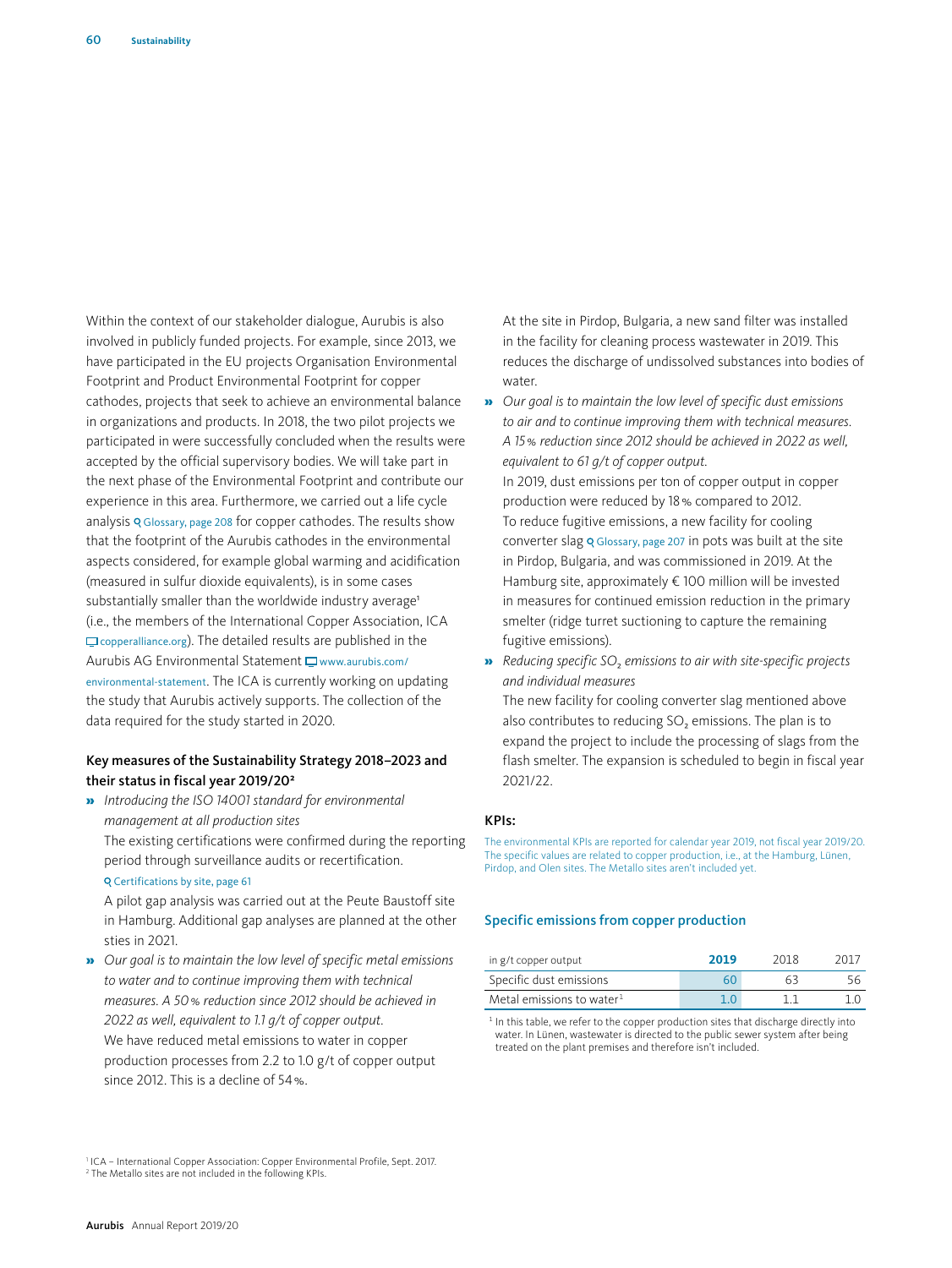Within the context of our stakeholder dialogue, Aurubis is also involved in publicly funded projects. For example, since 2013, we have participated in the EU projects Organisation Environmental Footprint and Product Environmental Footprint for copper cathodes, projects that seek to achieve an environmental balance in organizations and products. In 2018, the two pilot projects we participated in were successfully concluded when the results were accepted by the official supervisory bodies. We will take part in the next phase of the Environmental Footprint and contribute our experience in this area. Furthermore, we carried out a life cycle analysis Glossary, page 208 for copper cathodes. The results show that the footprint of the Aurubis cathodes in the environmental aspects considered, for example global warming and acidification (measured in sulfur dioxide equivalents), is in some cases substantially smaller than the worldwide industry average[1] (i.e., the members of the International Copper Association, ICA copperalliance.org). The detailed results are published in the Aurubis AG Environmental Statement www.aurubis.com/environmental-statement. The ICA is currently working on updating the study that Aurubis actively supports. The collection of the data required for the study started in 2020.

### Key measures of the Sustainability Strategy 2018–2023 and their status in fiscal year 2019/20[2]

» *Introducing the ISO 14001 standard for environmental management at all production sites*
The existing certifications were confirmed during the reporting period through surveillance audits or recertification.
Certifications by site, page 61
A pilot gap analysis was carried out at the Peute Baustoff site in Hamburg. Additional gap analyses are planned at the other sties in 2021.

» *Our goal is to maintain the low level of specific metal emissions to water and to continue improving them with technical measures. A 50 % reduction since 2012 should be achieved in 2022 as well, equivalent to 1.1 g/t of copper output.*
We have reduced metal emissions to water in copper production processes from 2.2 to 1.0 g/t of copper output since 2012. This is a decline of 54 %.
At the site in Pirdop, Bulgaria, a new sand filter was installed in the facility for cleaning process wastewater in 2019. This reduces the discharge of undissolved substances into bodies of water.

» *Our goal is to maintain the low level of specific dust emissions to air and to continue improving them with technical measures. A 15 % reduction since 2012 should be achieved in 2022 as well, equivalent to 61 g/t of copper output.*
In 2019, dust emissions per ton of copper output in copper production were reduced by 18 % compared to 2012.
To reduce fugitive emissions, a new facility for cooling converter slag Glossary, page 207 in pots was built at the site in Pirdop, Bulgaria, and was commissioned in 2019. At the Hamburg site, approximately € 100 million will be invested in measures for continued emission reduction in the primary smelter (ridge turret suctioning to capture the remaining fugitive emissions).

» *Reducing specific $SO_2$ emissions to air with site-specific projects and individual measures*
The new facility for cooling converter slag mentioned above also contributes to reducing $SO_2$ emissions. The plan is to expand the project to include the processing of slags from the flash smelter. The expansion is scheduled to begin in fiscal year 2021/22.

### KPIs:

The environmental KPIs are reported for calendar year 2019, not fiscal year 2019/20. The specific values are related to copper production, i.e., at the Hamburg, Lünen, Pirdop, and Olen sites. The Metallo sites aren't included yet.

#### Specific emissions from copper production

| in g/t copper output | **2019** | 2018 | 2017 |
|---|---|---|---|
| Specific dust emissions | 60 | 63 | 56 |
| Metal emissions to water[1] | 1.0 | 1.1 | 1.0 |

[1] In this table, we refer to the copper production sites that discharge directly into water. In Lünen, wastewater is directed to the public sewer system after being treated on the plant premises and therefore isn't included.

[1] ICA – International Copper Association: Copper Environmental Profile, Sept. 2017.
[2] The Metallo sites are not included in the following KPIs.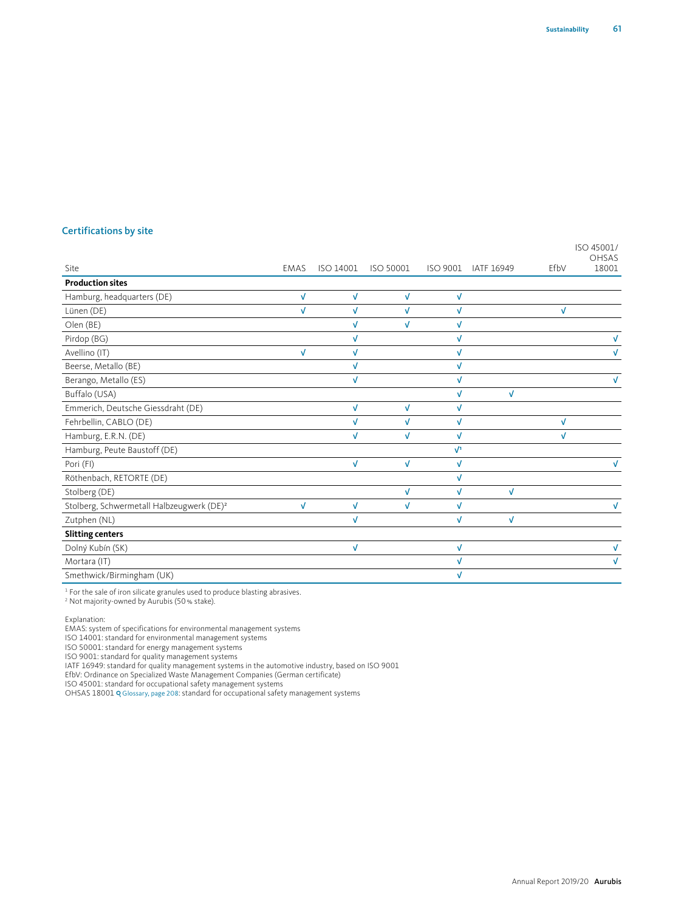## Certifications by site

| Site | EMAS | ISO 14001 | ISO 50001 | ISO 9001 | IATF 16949 | EfbV | ISO 45001/ OHSAS 18001 |
|---|---|---|---|---|---|---|---|
| **Production sites** | | | | | | | |
| Hamburg, headquarters (DE) | √ | √ | √ | √ | | | |
| Lünen (DE) | √ | √ | √ | √ | | √ | |
| Olen (BE) | | √ | √ | √ | | | |
| Pirdop (BG) | | √ | | √ | | | √ |
| Avellino (IT) | √ | √ | | √ | | | √ |
| Beerse, Metallo (BE) | | √ | | √ | | | |
| Berango, Metallo (ES) | | √ | | √ | | | √ |
| Buffalo (USA) | | | | √ | √ | | |
| Emmerich, Deutsche Giessdraht (DE) | | √ | √ | √ | | | |
| Fehrbellin, CABLO (DE) | | √ | √ | √ | | √ | |
| Hamburg, E.R.N. (DE) | | √ | √ | √ | | √ | |
| Hamburg, Peute Baustoff (DE) | | | | √[1] | | | |
| Pori (FI) | | √ | √ | √ | | | √ |
| Röthenbach, RETORTE (DE) | | | | √ | | | |
| Stolberg (DE) | | | √ | √ | √ | | |
| Stolberg, Schwermetall Halbzeugwerk (DE)[2] | √ | √ | √ | √ | | | √ |
| Zutphen (NL) | | √ | | √ | √ | | |
| **Slitting centers** | | | | | | | |
| Dolný Kubín (SK) | | √ | | √ | | | √ |
| Mortara (IT) | | | | √ | | | √ |
| Smethwick/Birmingham (UK) | | | | √ | | | |

[1] For the sale of iron silicate granules used to produce blasting abrasives.
[2] Not majority-owned by Aurubis (50 % stake).

Explanation:
EMAS: system of specifications for environmental management systems
ISO 14001: standard for environmental management systems
ISO 50001: standard for energy management systems
ISO 9001: standard for quality management systems
IATF 16949: standard for quality management systems in the automotive industry, based on ISO 9001
EfbV: Ordinance on Specialized Waste Management Companies (German certificate)
ISO 45001: standard for occupational safety management systems
OHSAS 18001 Glossary, page 208: standard for occupational safety management systems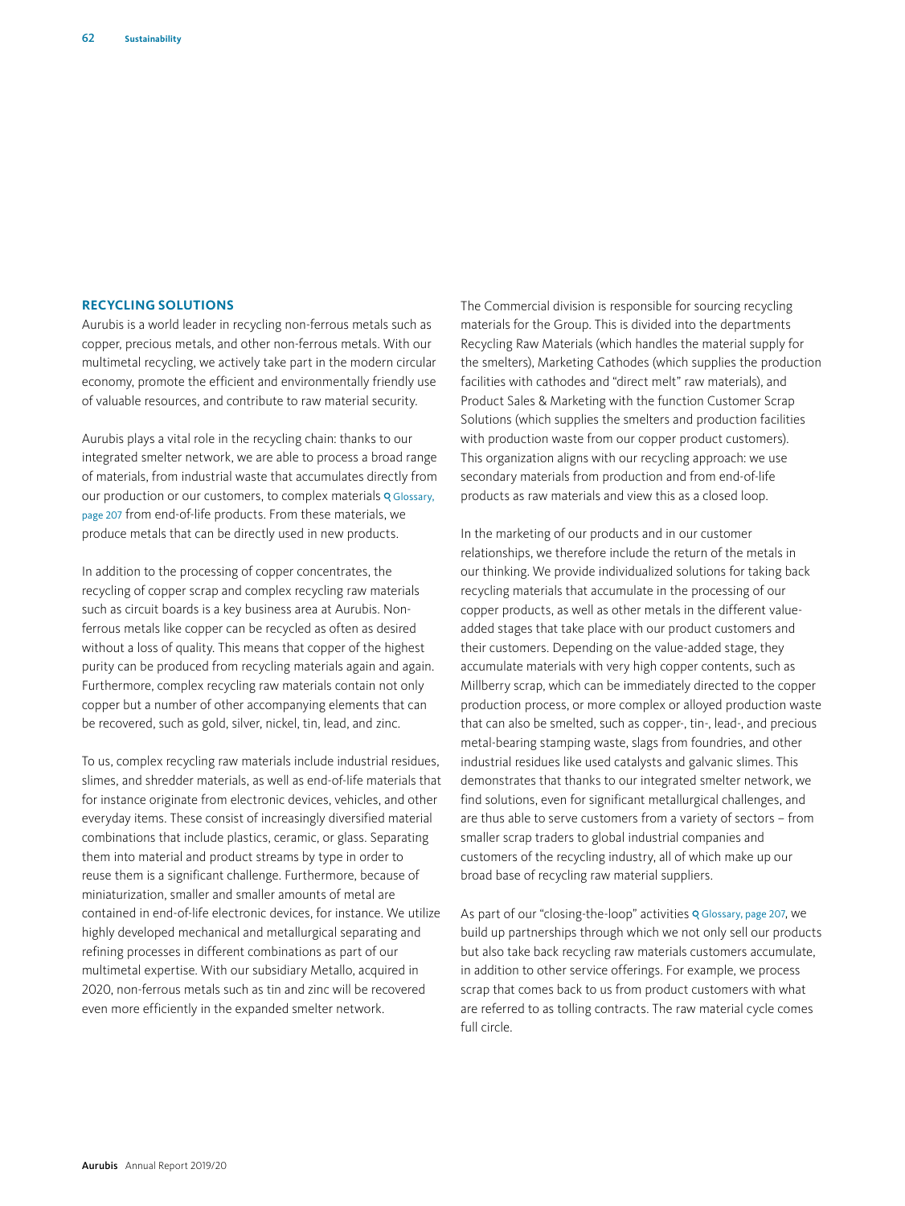## RECYCLING SOLUTIONS

Aurubis is a world leader in recycling non-ferrous metals such as copper, precious metals, and other non-ferrous metals. With our multimetal recycling, we actively take part in the modern circular economy, promote the efficient and environmentally friendly use of valuable resources, and contribute to raw material security.

Aurubis plays a vital role in the recycling chain: thanks to our integrated smelter network, we are able to process a broad range of materials, from industrial waste that accumulates directly from our production or our customers, to complex materials Glossary, page 207 from end-of-life products. From these materials, we produce metals that can be directly used in new products.

In addition to the processing of copper concentrates, the recycling of copper scrap and complex recycling raw materials such as circuit boards is a key business area at Aurubis. Non-ferrous metals like copper can be recycled as often as desired without a loss of quality. This means that copper of the highest purity can be produced from recycling materials again and again. Furthermore, complex recycling raw materials contain not only copper but a number of other accompanying elements that can be recovered, such as gold, silver, nickel, tin, lead, and zinc.

To us, complex recycling raw materials include industrial residues, slimes, and shredder materials, as well as end-of-life materials that for instance originate from electronic devices, vehicles, and other everyday items. These consist of increasingly diversified material combinations that include plastics, ceramic, or glass. Separating them into material and product streams by type in order to reuse them is a significant challenge. Furthermore, because of miniaturization, smaller and smaller amounts of metal are contained in end-of-life electronic devices, for instance. We utilize highly developed mechanical and metallurgical separating and refining processes in different combinations as part of our multimetal expertise. With our subsidiary Metallo, acquired in 2020, non-ferrous metals such as tin and zinc will be recovered even more efficiently in the expanded smelter network.

The Commercial division is responsible for sourcing recycling materials for the Group. This is divided into the departments Recycling Raw Materials (which handles the material supply for the smelters), Marketing Cathodes (which supplies the production facilities with cathodes and "direct melt" raw materials), and Product Sales & Marketing with the function Customer Scrap Solutions (which supplies the smelters and production facilities with production waste from our copper product customers). This organization aligns with our recycling approach: we use secondary materials from production and from end-of-life products as raw materials and view this as a closed loop.

In the marketing of our products and in our customer relationships, we therefore include the return of the metals in our thinking. We provide individualized solutions for taking back recycling materials that accumulate in the processing of our copper products, as well as other metals in the different value-added stages that take place with our product customers and their customers. Depending on the value-added stage, they accumulate materials with very high copper contents, such as Millberry scrap, which can be immediately directed to the copper production process, or more complex or alloyed production waste that can also be smelted, such as copper-, tin-, lead-, and precious metal-bearing stamping waste, slags from foundries, and other industrial residues like used catalysts and galvanic slimes. This demonstrates that thanks to our integrated smelter network, we find solutions, even for significant metallurgical challenges, and are thus able to serve customers from a variety of sectors – from smaller scrap traders to global industrial companies and customers of the recycling industry, all of which make up our broad base of recycling raw material suppliers.

As part of our "closing-the-loop" activities Glossary, page 207, we build up partnerships through which we not only sell our products but also take back recycling raw materials customers accumulate, in addition to other service offerings. For example, we process scrap that comes back to us from product customers with what are referred to as tolling contracts. The raw material cycle comes full circle.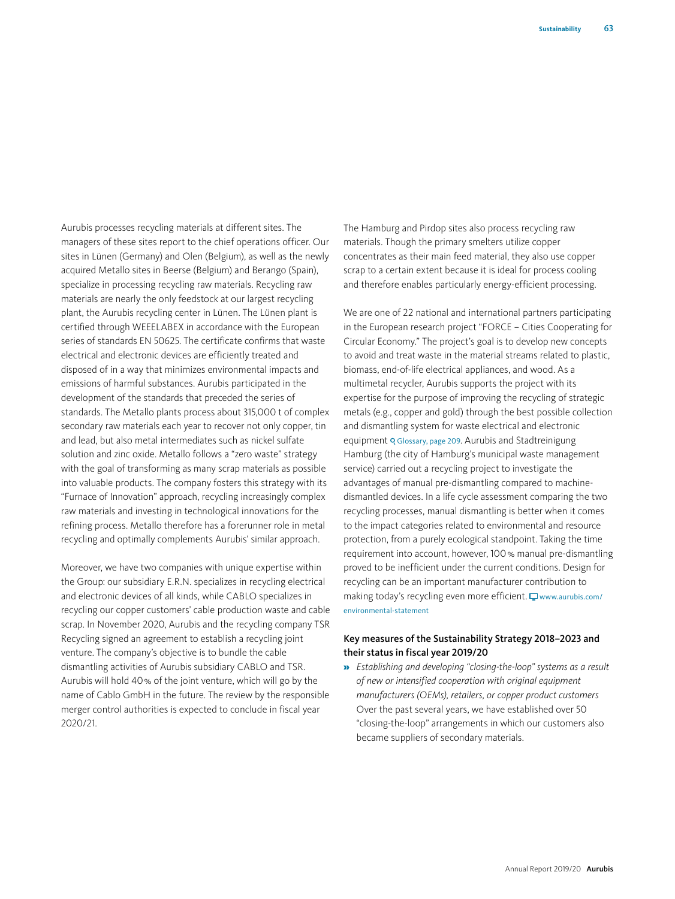Aurubis processes recycling materials at different sites. The managers of these sites report to the chief operations officer. Our sites in Lünen (Germany) and Olen (Belgium), as well as the newly acquired Metallo sites in Beerse (Belgium) and Berango (Spain), specialize in processing recycling raw materials. Recycling raw materials are nearly the only feedstock at our largest recycling plant, the Aurubis recycling center in Lünen. The Lünen plant is certified through WEEELABEX in accordance with the European series of standards EN 50625. The certificate confirms that waste electrical and electronic devices are efficiently treated and disposed of in a way that minimizes environmental impacts and emissions of harmful substances. Aurubis participated in the development of the standards that preceded the series of standards. The Metallo plants process about 315,000 t of complex secondary raw materials each year to recover not only copper, tin and lead, but also metal intermediates such as nickel sulfate solution and zinc oxide. Metallo follows a "zero waste" strategy with the goal of transforming as many scrap materials as possible into valuable products. The company fosters this strategy with its "Furnace of Innovation" approach, recycling increasingly complex raw materials and investing in technological innovations for the refining process. Metallo therefore has a forerunner role in metal recycling and optimally complements Aurubis' similar approach.

Moreover, we have two companies with unique expertise within the Group: our subsidiary E.R.N. specializes in recycling electrical and electronic devices of all kinds, while CABLO specializes in recycling our copper customers' cable production waste and cable scrap. In November 2020, Aurubis and the recycling company TSR Recycling signed an agreement to establish a recycling joint venture. The company's objective is to bundle the cable dismantling activities of Aurubis subsidiary CABLO and TSR. Aurubis will hold 40 % of the joint venture, which will go by the name of Cablo GmbH in the future. The review by the responsible merger control authorities is expected to conclude in fiscal year 2020/21.

The Hamburg and Pirdop sites also process recycling raw materials. Though the primary smelters utilize copper concentrates as their main feed material, they also use copper scrap to a certain extent because it is ideal for process cooling and therefore enables particularly energy-efficient processing.

We are one of 22 national and international partners participating in the European research project "FORCE – Cities Cooperating for Circular Economy." The project's goal is to develop new concepts to avoid and treat waste in the material streams related to plastic, biomass, end-of-life electrical appliances, and wood. As a multimetal recycler, Aurubis supports the project with its expertise for the purpose of improving the recycling of strategic metals (e.g., copper and gold) through the best possible collection and dismantling system for waste electrical and electronic equipment Glossary, page 209. Aurubis and Stadtreinigung Hamburg (the city of Hamburg's municipal waste management service) carried out a recycling project to investigate the advantages of manual pre-dismantling compared to machine-dismantled devices. In a life cycle assessment comparing the two recycling processes, manual dismantling is better when it comes to the impact categories related to environmental and resource protection, from a purely ecological standpoint. Taking the time requirement into account, however, 100 % manual pre-dismantling proved to be inefficient under the current conditions. Design for recycling can be an important manufacturer contribution to making today's recycling even more efficient. www.aurubis.com/environmental-statement

### Key measures of the Sustainability Strategy 2018–2023 and their status in fiscal year 2019/20

» *Establishing and developing "closing-the-loop" systems as a result of new or intensified cooperation with original equipment manufacturers (OEMs), retailers, or copper product customers*
Over the past several years, we have established over 50 "closing-the-loop" arrangements in which our customers also became suppliers of secondary materials.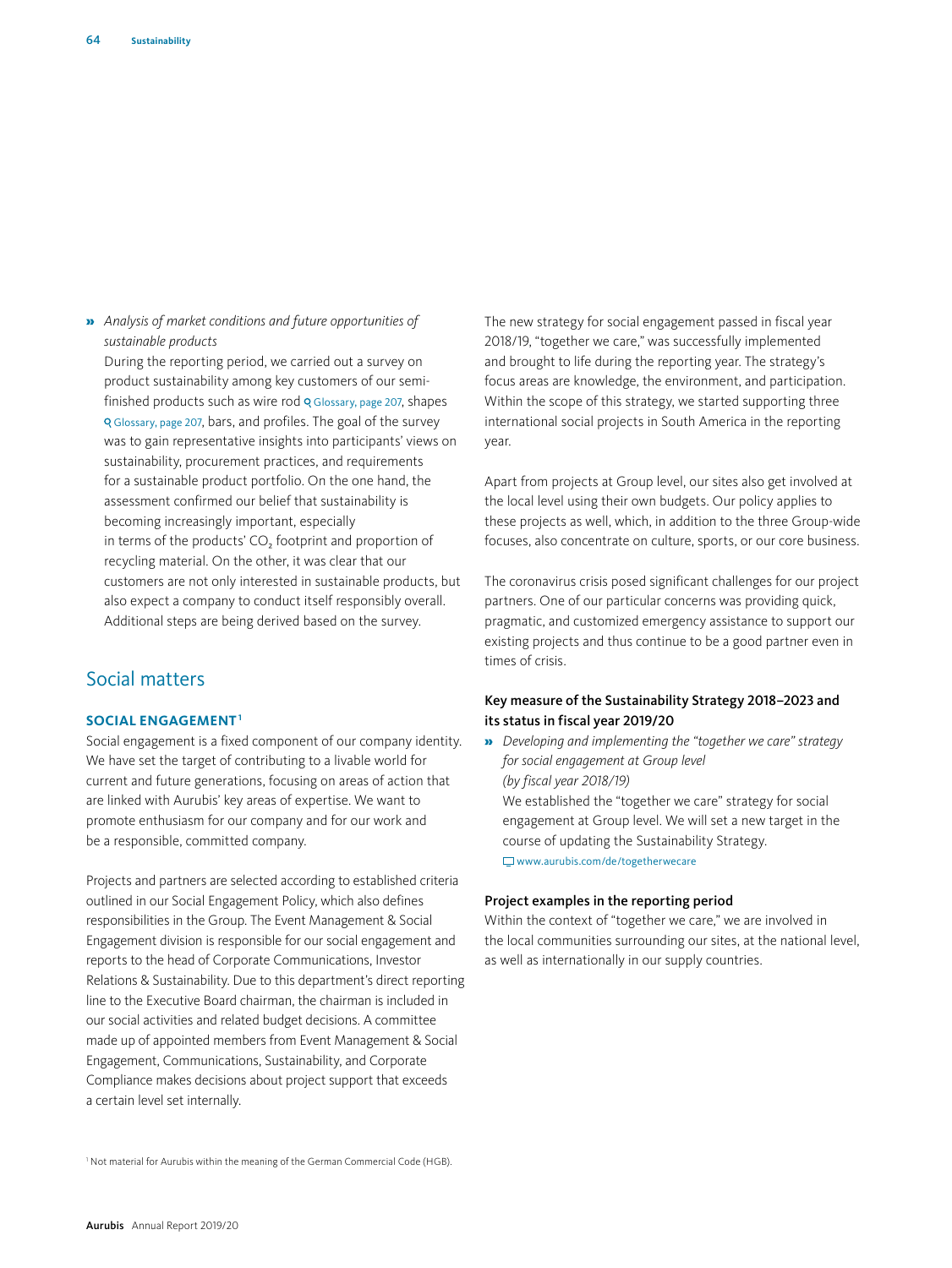» *Analysis of market conditions and future opportunities of sustainable products*

During the reporting period, we carried out a survey on product sustainability among key customers of our semi-finished products such as wire rod Glossary, page 207, shapes Glossary, page 207, bars, and profiles. The goal of the survey was to gain representative insights into participants' views on sustainability, procurement practices, and requirements for a sustainable product portfolio. On the one hand, the assessment confirmed our belief that sustainability is becoming increasingly important, especially in terms of the products' $CO_2$ footprint and proportion of recycling material. On the other, it was clear that our customers are not only interested in sustainable products, but also expect a company to conduct itself responsibly overall. Additional steps are being derived based on the survey.

## Social matters

### SOCIAL ENGAGEMENT[1]

Social engagement is a fixed component of our company identity. We have set the target of contributing to a livable world for current and future generations, focusing on areas of action that are linked with Aurubis' key areas of expertise. We want to promote enthusiasm for our company and for our work and be a responsible, committed company.

Projects and partners are selected according to established criteria outlined in our Social Engagement Policy, which also defines responsibilities in the Group. The Event Management & Social Engagement division is responsible for our social engagement and reports to the head of Corporate Communications, Investor Relations & Sustainability. Due to this department's direct reporting line to the Executive Board chairman, the chairman is included in our social activities and related budget decisions. A committee made up of appointed members from Event Management & Social Engagement, Communications, Sustainability, and Corporate Compliance makes decisions about project support that exceeds a certain level set internally.

The new strategy for social engagement passed in fiscal year 2018/19, "together we care," was successfully implemented and brought to life during the reporting year. The strategy's focus areas are knowledge, the environment, and participation. Within the scope of this strategy, we started supporting three international social projects in South America in the reporting year.

Apart from projects at Group level, our sites also get involved at the local level using their own budgets. Our policy applies to these projects as well, which, in addition to the three Group-wide focuses, also concentrate on culture, sports, or our core business.

The coronavirus crisis posed significant challenges for our project partners. One of our particular concerns was providing quick, pragmatic, and customized emergency assistance to support our existing projects and thus continue to be a good partner even in times of crisis.

**Key measure of the Sustainability Strategy 2018–2023 and its status in fiscal year 2019/20**

» *Developing and implementing the "together we care" strategy for social engagement at Group level (by fiscal year 2018/19)*

We established the "together we care" strategy for social engagement at Group level. We will set a new target in the course of updating the Sustainability Strategy.

www.aurubis.com/de/togetherwecare

**Project examples in the reporting period**

Within the context of "together we care," we are involved in the local communities surrounding our sites, at the national level, as well as internationally in our supply countries.

[1] Not material for Aurubis within the meaning of the German Commercial Code (HGB).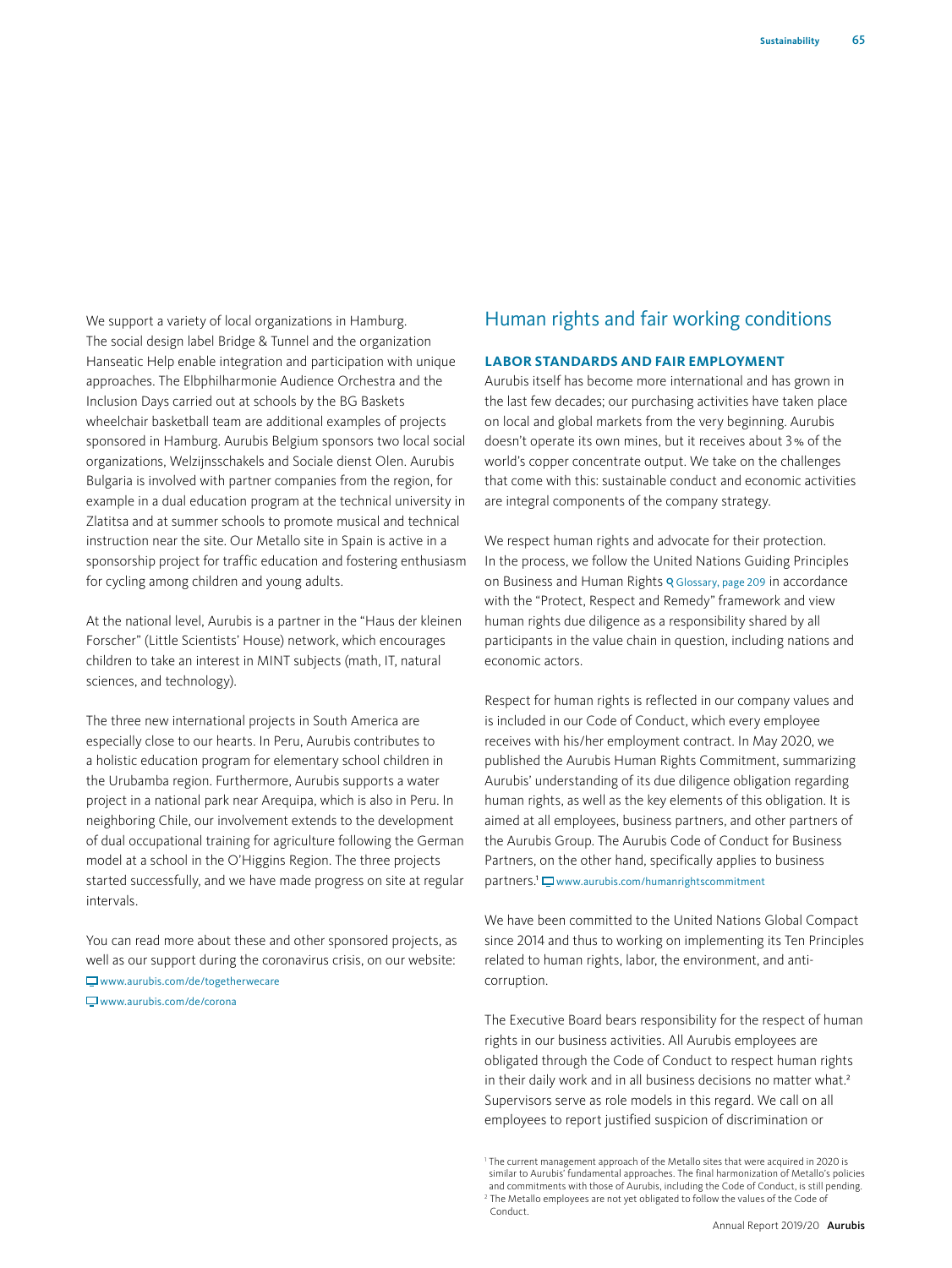We support a variety of local organizations in Hamburg. The social design label Bridge & Tunnel and the organization Hanseatic Help enable integration and participation with unique approaches. The Elbphilharmonie Audience Orchestra and the Inclusion Days carried out at schools by the BG Baskets wheelchair basketball team are additional examples of projects sponsored in Hamburg. Aurubis Belgium sponsors two local social organizations, Welzijnsschakels and Sociale dienst Olen. Aurubis Bulgaria is involved with partner companies from the region, for example in a dual education program at the technical university in Zlatitsa and at summer schools to promote musical and technical instruction near the site. Our Metallo site in Spain is active in a sponsorship project for traffic education and fostering enthusiasm for cycling among children and young adults.

At the national level, Aurubis is a partner in the "Haus der kleinen Forscher" (Little Scientists' House) network, which encourages children to take an interest in MINT subjects (math, IT, natural sciences, and technology).

The three new international projects in South America are especially close to our hearts. In Peru, Aurubis contributes to a holistic education program for elementary school children in the Urubamba region. Furthermore, Aurubis supports a water project in a national park near Arequipa, which is also in Peru. In neighboring Chile, our involvement extends to the development of dual occupational training for agriculture following the German model at a school in the O'Higgins Region. The three projects started successfully, and we have made progress on site at regular intervals.

You can read more about these and other sponsored projects, as well as our support during the coronavirus crisis, on our website:
www.aurubis.com/de/togetherwecare
www.aurubis.com/de/corona

## Human rights and fair working conditions

### LABOR STANDARDS AND FAIR EMPLOYMENT

Aurubis itself has become more international and has grown in the last few decades; our purchasing activities have taken place on local and global markets from the very beginning. Aurubis doesn't operate its own mines, but it receives about 3 % of the world's copper concentrate output. We take on the challenges that come with this: sustainable conduct and economic activities are integral components of the company strategy.

We respect human rights and advocate for their protection. In the process, we follow the United Nations Guiding Principles on Business and Human Rights Glossary, page 209 in accordance with the "Protect, Respect and Remedy" framework and view human rights due diligence as a responsibility shared by all participants in the value chain in question, including nations and economic actors.

Respect for human rights is reflected in our company values and is included in our Code of Conduct, which every employee receives with his/her employment contract. In May 2020, we published the Aurubis Human Rights Commitment, summarizing Aurubis' understanding of its due diligence obligation regarding human rights, as well as the key elements of this obligation. It is aimed at all employees, business partners, and other partners of the Aurubis Group. The Aurubis Code of Conduct for Business Partners, on the other hand, specifically applies to business partners.[1] www.aurubis.com/humanrightscommitment

We have been committed to the United Nations Global Compact since 2014 and thus to working on implementing its Ten Principles related to human rights, labor, the environment, and anti-corruption.

The Executive Board bears responsibility for the respect of human rights in our business activities. All Aurubis employees are obligated through the Code of Conduct to respect human rights in their daily work and in all business decisions no matter what.[2] Supervisors serve as role models in this regard. We call on all employees to report justified suspicion of discrimination or

[1] The current management approach of the Metallo sites that were acquired in 2020 is similar to Aurubis' fundamental approaches. The final harmonization of Metallo's policies and commitments with those of Aurubis, including the Code of Conduct, is still pending.
[2] The Metallo employees are not yet obligated to follow the values of the Code of Conduct.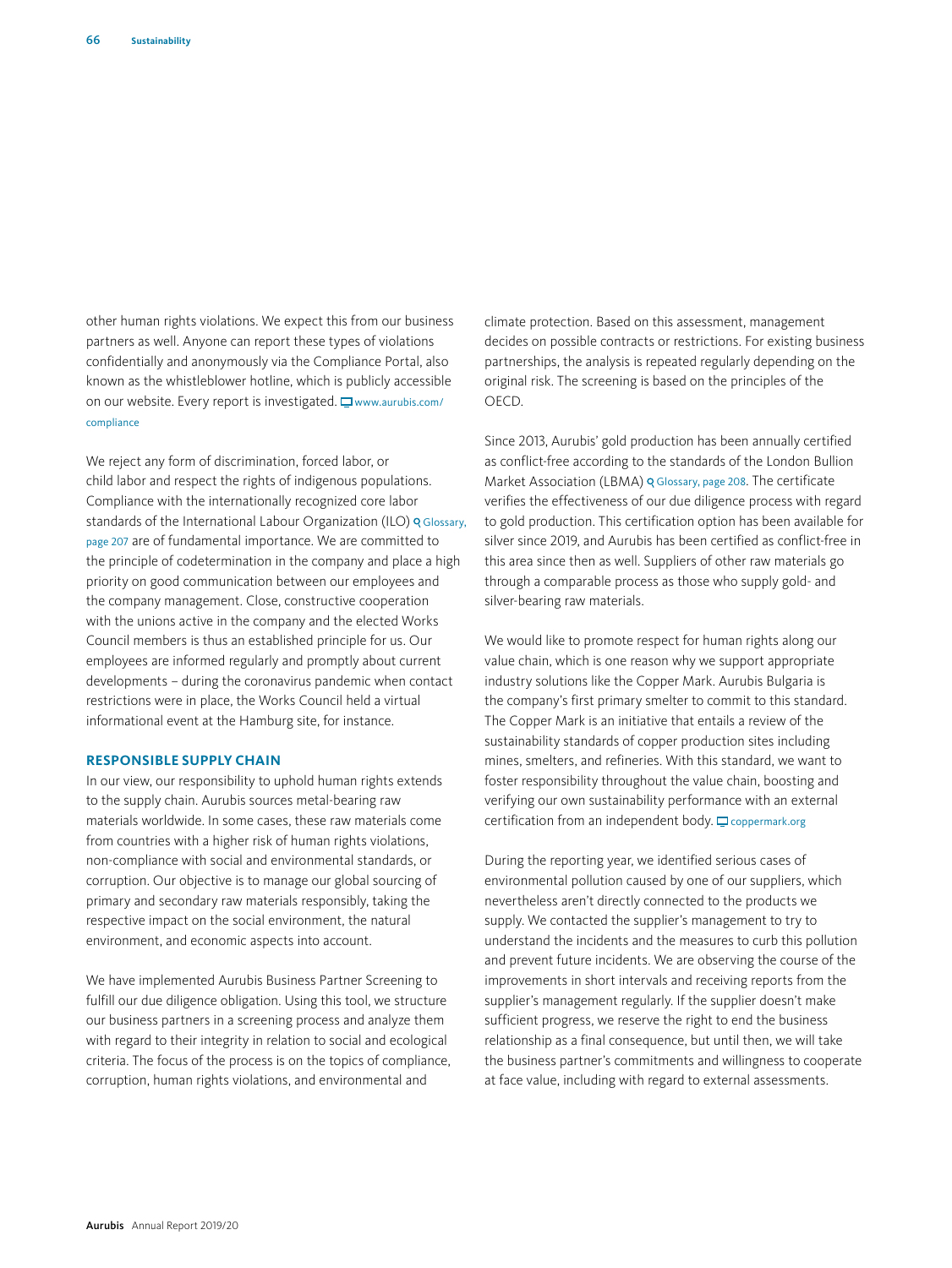other human rights violations. We expect this from our business partners as well. Anyone can report these types of violations confidentially and anonymously via the Compliance Portal, also known as the whistleblower hotline, which is publicly accessible on our website. Every report is investigated. www.aurubis.com/compliance

We reject any form of discrimination, forced labor, or child labor and respect the rights of indigenous populations. Compliance with the internationally recognized core labor standards of the International Labour Organization (ILO) Glossary, page 207 are of fundamental importance. We are committed to the principle of codetermination in the company and place a high priority on good communication between our employees and the company management. Close, constructive cooperation with the unions active in the company and the elected Works Council members is thus an established principle for us. Our employees are informed regularly and promptly about current developments – during the coronavirus pandemic when contact restrictions were in place, the Works Council held a virtual informational event at the Hamburg site, for instance.

### RESPONSIBLE SUPPLY CHAIN

In our view, our responsibility to uphold human rights extends to the supply chain. Aurubis sources metal-bearing raw materials worldwide. In some cases, these raw materials come from countries with a higher risk of human rights violations, non-compliance with social and environmental standards, or corruption. Our objective is to manage our global sourcing of primary and secondary raw materials responsibly, taking the respective impact on the social environment, the natural environment, and economic aspects into account.

We have implemented Aurubis Business Partner Screening to fulfill our due diligence obligation. Using this tool, we structure our business partners in a screening process and analyze them with regard to their integrity in relation to social and ecological criteria. The focus of the process is on the topics of compliance, corruption, human rights violations, and environmental and climate protection. Based on this assessment, management decides on possible contracts or restrictions. For existing business partnerships, the analysis is repeated regularly depending on the original risk. The screening is based on the principles of the OECD.

Since 2013, Aurubis' gold production has been annually certified as conflict-free according to the standards of the London Bullion Market Association (LBMA) Glossary, page 208. The certificate verifies the effectiveness of our due diligence process with regard to gold production. This certification option has been available for silver since 2019, and Aurubis has been certified as conflict-free in this area since then as well. Suppliers of other raw materials go through a comparable process as those who supply gold- and silver-bearing raw materials.

We would like to promote respect for human rights along our value chain, which is one reason why we support appropriate industry solutions like the Copper Mark. Aurubis Bulgaria is the company's first primary smelter to commit to this standard. The Copper Mark is an initiative that entails a review of the sustainability standards of copper production sites including mines, smelters, and refineries. With this standard, we want to foster responsibility throughout the value chain, boosting and verifying our own sustainability performance with an external certification from an independent body. coppermark.org

During the reporting year, we identified serious cases of environmental pollution caused by one of our suppliers, which nevertheless aren't directly connected to the products we supply. We contacted the supplier's management to try to understand the incidents and the measures to curb this pollution and prevent future incidents. We are observing the course of the improvements in short intervals and receiving reports from the supplier's management regularly. If the supplier doesn't make sufficient progress, we reserve the right to end the business relationship as a final consequence, but until then, we will take the business partner's commitments and willingness to cooperate at face value, including with regard to external assessments.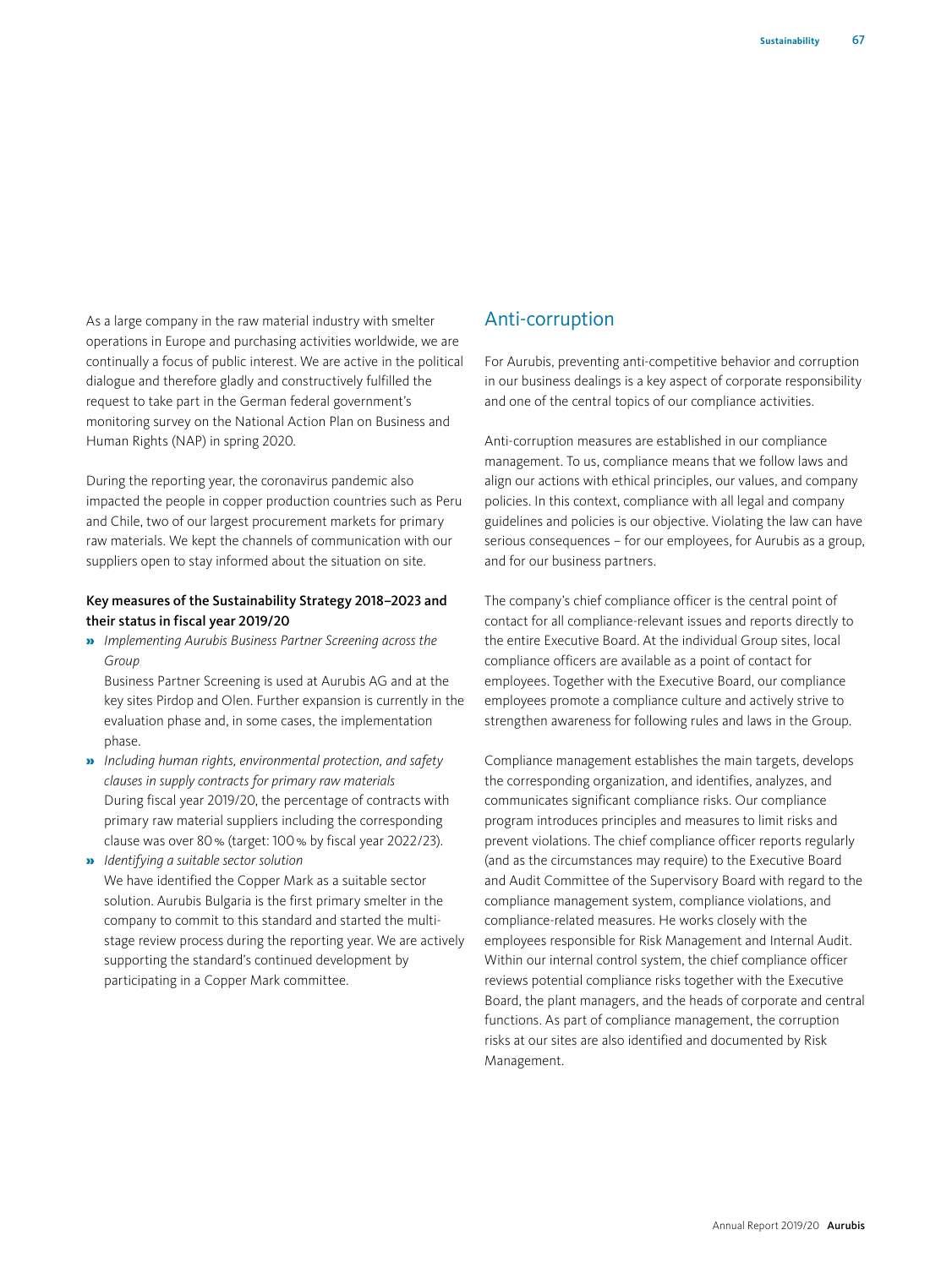As a large company in the raw material industry with smelter operations in Europe and purchasing activities worldwide, we are continually a focus of public interest. We are active in the political dialogue and therefore gladly and constructively fulfilled the request to take part in the German federal government's monitoring survey on the National Action Plan on Business and Human Rights (NAP) in spring 2020.

During the reporting year, the coronavirus pandemic also impacted the people in copper production countries such as Peru and Chile, two of our largest procurement markets for primary raw materials. We kept the channels of communication with our suppliers open to stay informed about the situation on site.

**Key measures of the Sustainability Strategy 2018–2023 and their status in fiscal year 2019/20**

- *Implementing Aurubis Business Partner Screening across the Group*
  Business Partner Screening is used at Aurubis AG and at the key sites Pirdop and Olen. Further expansion is currently in the evaluation phase and, in some cases, the implementation phase.
- *Including human rights, environmental protection, and safety clauses in supply contracts for primary raw materials*
  During fiscal year 2019/20, the percentage of contracts with primary raw material suppliers including the corresponding clause was over 80 % (target: 100 % by fiscal year 2022/23).
- *Identifying a suitable sector solution*
  We have identified the Copper Mark as a suitable sector solution. Aurubis Bulgaria is the first primary smelter in the company to commit to this standard and started the multi-stage review process during the reporting year. We are actively supporting the standard's continued development by participating in a Copper Mark committee.

## Anti-corruption

For Aurubis, preventing anti-competitive behavior and corruption in our business dealings is a key aspect of corporate responsibility and one of the central topics of our compliance activities.

Anti-corruption measures are established in our compliance management. To us, compliance means that we follow laws and align our actions with ethical principles, our values, and company policies. In this context, compliance with all legal and company guidelines and policies is our objective. Violating the law can have serious consequences – for our employees, for Aurubis as a group, and for our business partners.

The company's chief compliance officer is the central point of contact for all compliance-relevant issues and reports directly to the entire Executive Board. At the individual Group sites, local compliance officers are available as a point of contact for employees. Together with the Executive Board, our compliance employees promote a compliance culture and actively strive to strengthen awareness for following rules and laws in the Group.

Compliance management establishes the main targets, develops the corresponding organization, and identifies, analyzes, and communicates significant compliance risks. Our compliance program introduces principles and measures to limit risks and prevent violations. The chief compliance officer reports regularly (and as the circumstances may require) to the Executive Board and Audit Committee of the Supervisory Board with regard to the compliance management system, compliance violations, and compliance-related measures. He works closely with the employees responsible for Risk Management and Internal Audit. Within our internal control system, the chief compliance officer reviews potential compliance risks together with the Executive Board, the plant managers, and the heads of corporate and central functions. As part of compliance management, the corruption risks at our sites are also identified and documented by Risk Management.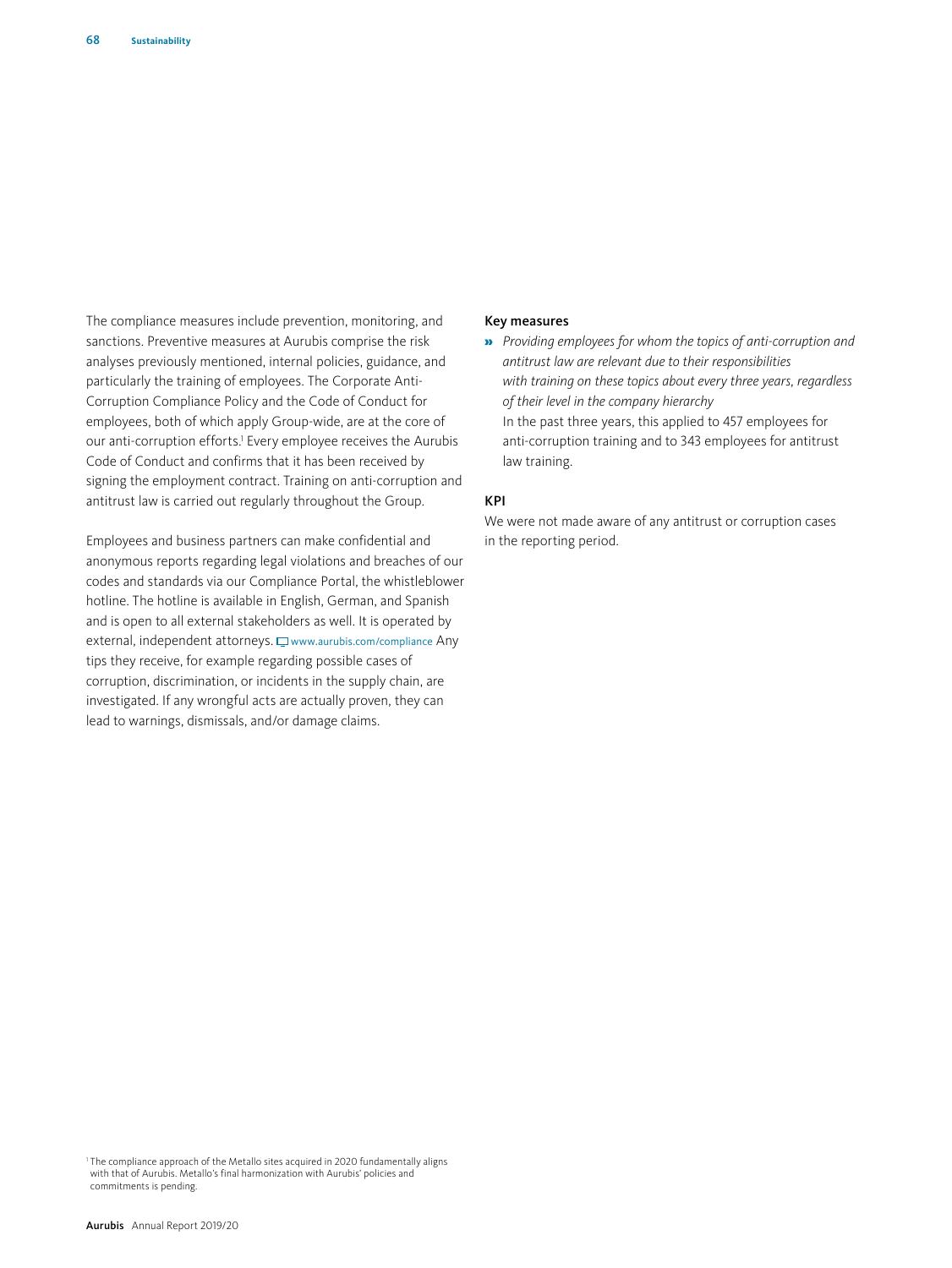The compliance measures include prevention, monitoring, and sanctions. Preventive measures at Aurubis comprise the risk analyses previously mentioned, internal policies, guidance, and particularly the training of employees. The Corporate Anti-Corruption Compliance Policy and the Code of Conduct for employees, both of which apply Group-wide, are at the core of our anti-corruption efforts.[1] Every employee receives the Aurubis Code of Conduct and confirms that it has been received by signing the employment contract. Training on anti-corruption and antitrust law is carried out regularly throughout the Group.

Employees and business partners can make confidential and anonymous reports regarding legal violations and breaches of our codes and standards via our Compliance Portal, the whistleblower hotline. The hotline is available in English, German, and Spanish and is open to all external stakeholders as well. It is operated by external, independent attorneys. www.aurubis.com/compliance Any tips they receive, for example regarding possible cases of corruption, discrimination, or incidents in the supply chain, are investigated. If any wrongful acts are actually proven, they can lead to warnings, dismissals, and/or damage claims.

### Key measures

- *Providing employees for whom the topics of anti-corruption and antitrust law are relevant due to their responsibilities with training on these topics about every three years, regardless of their level in the company hierarchy*
  In the past three years, this applied to 457 employees for anti-corruption training and to 343 employees for antitrust law training.

### KPI

We were not made aware of any antitrust or corruption cases in the reporting period.

[1] The compliance approach of the Metallo sites acquired in 2020 fundamentally aligns with that of Aurubis. Metallo's final harmonization with Aurubis' policies and commitments is pending.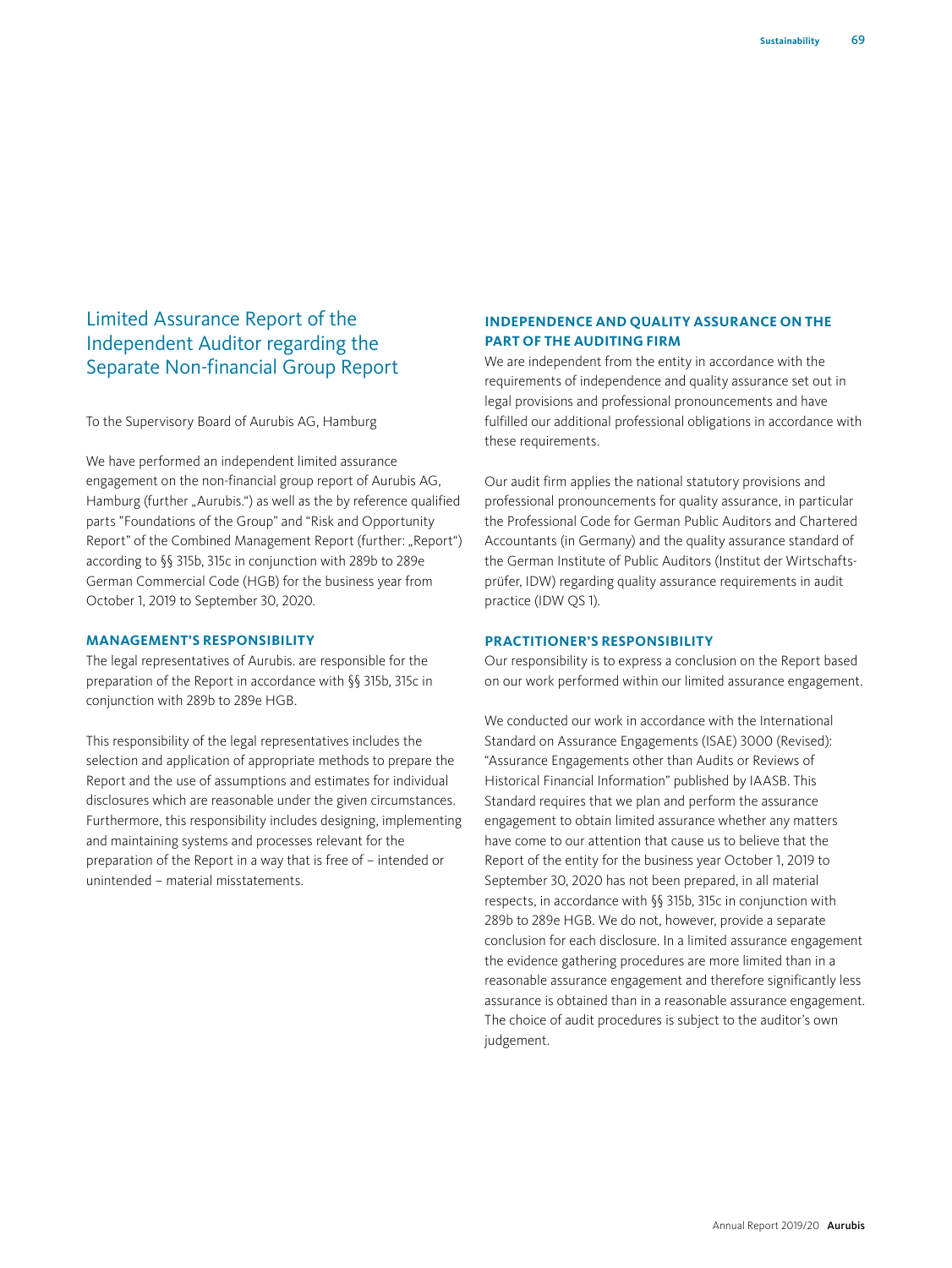# Limited Assurance Report of the Independent Auditor regarding the Separate Non-financial Group Report

To the Supervisory Board of Aurubis AG, Hamburg

We have performed an independent limited assurance engagement on the non-financial group report of Aurubis AG, Hamburg (further „Aurubis.") as well as the by reference qualified parts "Foundations of the Group" and "Risk and Opportunity Report" of the Combined Management Report (further: „Report") according to §§ 315b, 315c in conjunction with 289b to 289e German Commercial Code (HGB) for the business year from October 1, 2019 to September 30, 2020.

## MANAGEMENT'S RESPONSIBILITY

The legal representatives of Aurubis. are responsible for the preparation of the Report in accordance with §§ 315b, 315c in conjunction with 289b to 289e HGB.

This responsibility of the legal representatives includes the selection and application of appropriate methods to prepare the Report and the use of assumptions and estimates for individual disclosures which are reasonable under the given circumstances. Furthermore, this responsibility includes designing, implementing and maintaining systems and processes relevant for the preparation of the Report in a way that is free of – intended or unintended – material misstatements.

## INDEPENDENCE AND QUALITY ASSURANCE ON THE PART OF THE AUDITING FIRM

We are independent from the entity in accordance with the requirements of independence and quality assurance set out in legal provisions and professional pronouncements and have fulfilled our additional professional obligations in accordance with these requirements.

Our audit firm applies the national statutory provisions and professional pronouncements for quality assurance, in particular the Professional Code for German Public Auditors and Chartered Accountants (in Germany) and the quality assurance standard of the German Institute of Public Auditors (Institut der Wirtschaftsprüfer, IDW) regarding quality assurance requirements in audit practice (IDW QS 1).

## PRACTITIONER'S RESPONSIBILITY

Our responsibility is to express a conclusion on the Report based on our work performed within our limited assurance engagement.

We conducted our work in accordance with the International Standard on Assurance Engagements (ISAE) 3000 (Revised): "Assurance Engagements other than Audits or Reviews of Historical Financial Information" published by IAASB. This Standard requires that we plan and perform the assurance engagement to obtain limited assurance whether any matters have come to our attention that cause us to believe that the Report of the entity for the business year October 1, 2019 to September 30, 2020 has not been prepared, in all material respects, in accordance with §§ 315b, 315c in conjunction with 289b to 289e HGB. We do not, however, provide a separate conclusion for each disclosure. In a limited assurance engagement the evidence gathering procedures are more limited than in a reasonable assurance engagement and therefore significantly less assurance is obtained than in a reasonable assurance engagement. The choice of audit procedures is subject to the auditor's own judgement.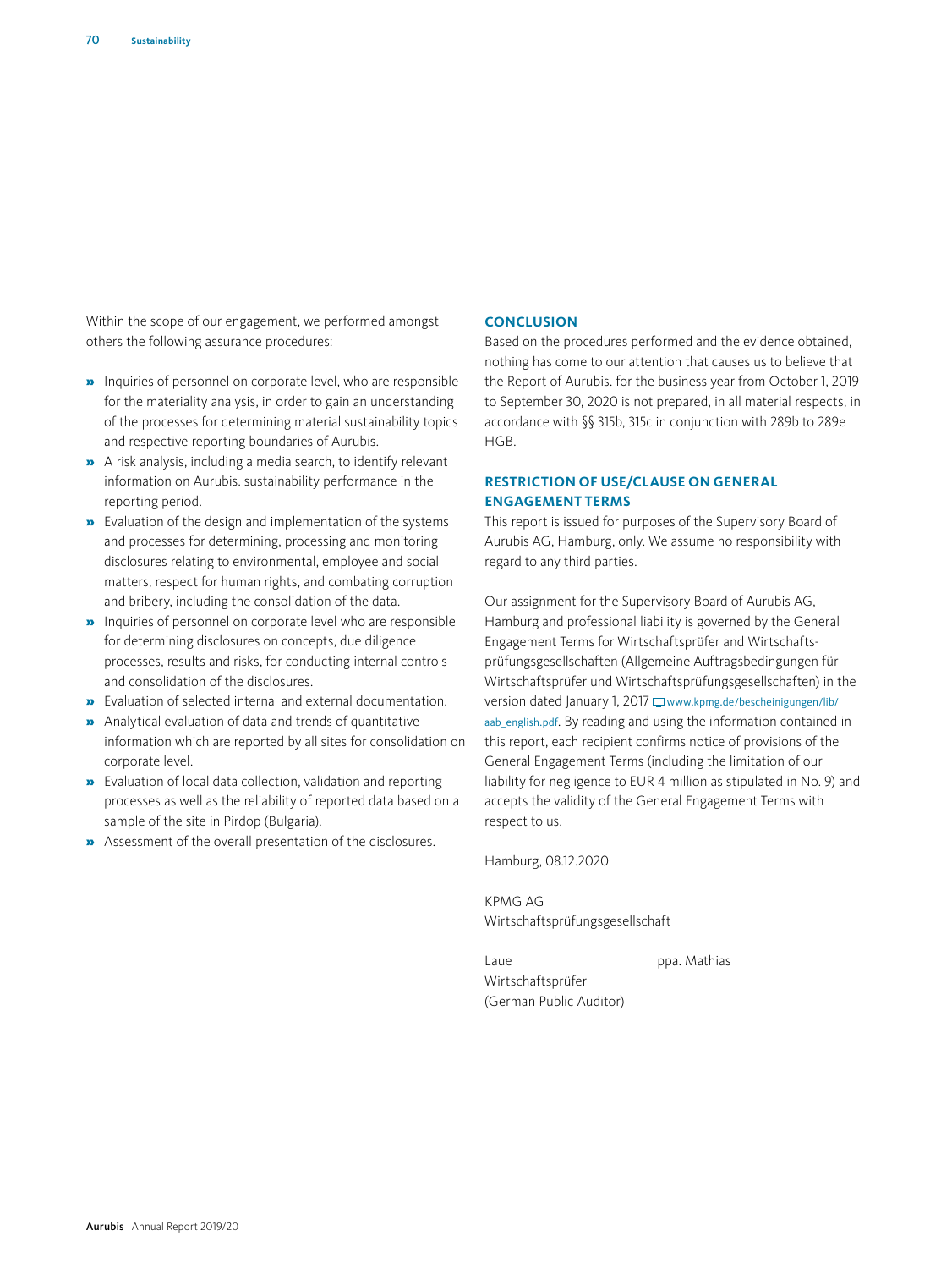Within the scope of our engagement, we performed amongst others the following assurance procedures:

- Inquiries of personnel on corporate level, who are responsible for the materiality analysis, in order to gain an understanding of the processes for determining material sustainability topics and respective reporting boundaries of Aurubis.
- A risk analysis, including a media search, to identify relevant information on Aurubis. sustainability performance in the reporting period.
- Evaluation of the design and implementation of the systems and processes for determining, processing and monitoring disclosures relating to environmental, employee and social matters, respect for human rights, and combating corruption and bribery, including the consolidation of the data.
- Inquiries of personnel on corporate level who are responsible for determining disclosures on concepts, due diligence processes, results and risks, for conducting internal controls and consolidation of the disclosures.
- Evaluation of selected internal and external documentation.
- Analytical evaluation of data and trends of quantitative information which are reported by all sites for consolidation on corporate level.
- Evaluation of local data collection, validation and reporting processes as well as the reliability of reported data based on a sample of the site in Pirdop (Bulgaria).
- Assessment of the overall presentation of the disclosures.

## CONCLUSION

Based on the procedures performed and the evidence obtained, nothing has come to our attention that causes us to believe that the Report of Aurubis. for the business year from October 1, 2019 to September 30, 2020 is not prepared, in all material respects, in accordance with §§ 315b, 315c in conjunction with 289b to 289e HGB.

## RESTRICTION OF USE/CLAUSE ON GENERAL ENGAGEMENT TERMS

This report is issued for purposes of the Supervisory Board of Aurubis AG, Hamburg, only. We assume no responsibility with regard to any third parties.

Our assignment for the Supervisory Board of Aurubis AG, Hamburg and professional liability is governed by the General Engagement Terms for Wirtschaftsprüfer and Wirtschaftsprüfungsgesellschaften (Allgemeine Auftragsbedingungen für Wirtschaftsprüfer und Wirtschaftsprüfungsgesellschaften) in the version dated January 1, 2017 www.kpmg.de/bescheinigungen/lib/aab_english.pdf. By reading and using the information contained in this report, each recipient confirms notice of provisions of the General Engagement Terms (including the limitation of our liability for negligence to EUR 4 million as stipulated in No. 9) and accepts the validity of the General Engagement Terms with respect to us.

Hamburg, 08.12.2020

KPMG AG
Wirtschaftsprüfungsgesellschaft

Laue
Wirtschaftsprüfer
(German Public Auditor)

ppa. Mathias